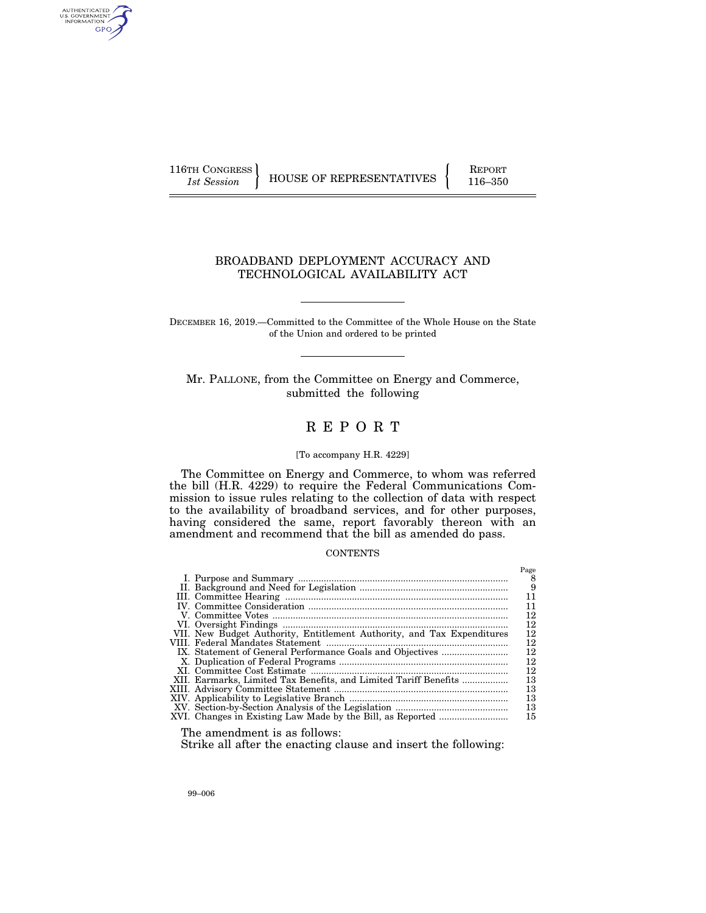116TH CONGRESS
*1st Session*

HOUSE OF REPRESENTATIVES

REPORT
116–350

# BROADBAND DEPLOYMENT ACCURACY AND TECHNOLOGICAL AVAILABILITY ACT

DECEMBER 16, 2019.—Committed to the Committee of the Whole House on the State of the Union and ordered to be printed

Mr. PALLONE, from the Committee on Energy and Commerce, submitted the following

# REPORT

[To accompany H.R. 4229]

The Committee on Energy and Commerce, to whom was referred the bill (H.R. 4229) to require the Federal Communications Commission to issue rules relating to the collection of data with respect to the availability of broadband services, and for other purposes, having considered the same, report favorably thereon with an amendment and recommend that the bill as amended do pass.

CONTENTS

| | | Page |
|---|---|---|
| I. | Purpose and Summary | 8 |
| II. | Background and Need for Legislation | 9 |
| III. | Committee Hearing | 11 |
| IV. | Committee Consideration | 11 |
| V. | Committee Votes | 12 |
| VI. | Oversight Findings | 12 |
| VII. | New Budget Authority, Entitlement Authority, and Tax Expenditures | 12 |
| VIII. | Federal Mandates Statement | 12 |
| IX. | Statement of General Performance Goals and Objectives | 12 |
| X. | Duplication of Federal Programs | 12 |
| XI. | Committee Cost Estimate | 12 |
| XII. | Earmarks, Limited Tax Benefits, and Limited Tariff Benefits | 13 |
| XIII. | Advisory Committee Statement | 13 |
| XIV. | Applicability to Legislative Branch | 13 |
| XV. | Section-by-Section Analysis of the Legislation | 13 |
| XVI. | Changes in Existing Law Made by the Bill, as Reported | 15 |

The amendment is as follows:

Strike all after the enacting clause and insert the following:

99–006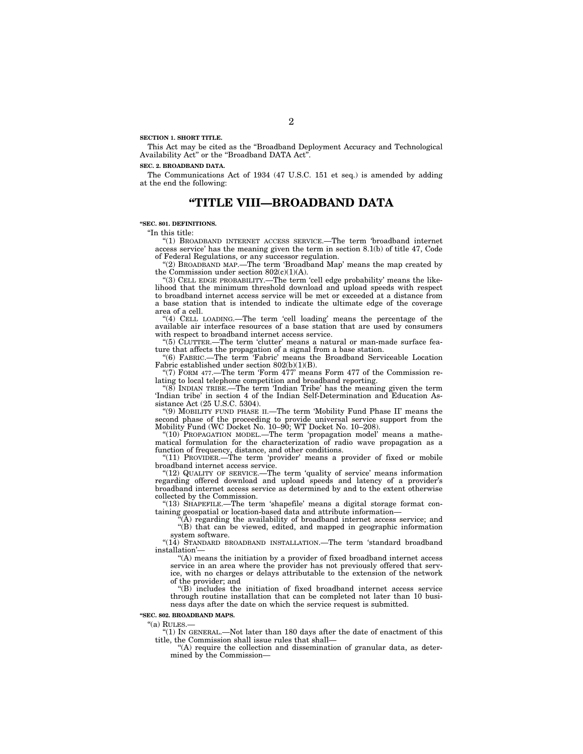**SECTION 1. SHORT TITLE.**

This Act may be cited as the "Broadband Deployment Accuracy and Technological Availability Act" or the "Broadband DATA Act".

**SEC. 2. BROADBAND DATA.**

The Communications Act of 1934 (47 U.S.C. 151 et seq.) is amended by adding at the end the following:

# "TITLE VIII—BROADBAND DATA

**"SEC. 801. DEFINITIONS.**

"In this title:

"(1) BROADBAND INTERNET ACCESS SERVICE.—The term 'broadband internet access service' has the meaning given the term in section 8.1(b) of title 47, Code of Federal Regulations, or any successor regulation.

"(2) BROADBAND MAP.—The term 'Broadband Map' means the map created by the Commission under section 802(c)(1)(A).

"(3) CELL EDGE PROBABILITY.—The term 'cell edge probability' means the likelihood that the minimum threshold download and upload speeds with respect to broadband internet access service will be met or exceeded at a distance from a base station that is intended to indicate the ultimate edge of the coverage area of a cell.

"(4) CELL LOADING.—The term 'cell loading' means the percentage of the available air interface resources of a base station that are used by consumers with respect to broadband internet access service.

"(5) CLUTTER.—The term 'clutter' means a natural or man-made surface feature that affects the propagation of a signal from a base station.

"(6) FABRIC.—The term 'Fabric' means the Broadband Serviceable Location Fabric established under section 802(b)(1)(B).

"(7) FORM 477.—The term 'Form 477' means Form 477 of the Commission relating to local telephone competition and broadband reporting.

"(8) INDIAN TRIBE.—The term 'Indian Tribe' has the meaning given the term 'Indian tribe' in section 4 of the Indian Self-Determination and Education Assistance Act (25 U.S.C. 5304).

"(9) MOBILITY FUND PHASE II.—The term 'Mobility Fund Phase II' means the second phase of the proceeding to provide universal service support from the Mobility Fund (WC Docket No. 10–90; WT Docket No. 10–208).

"(10) PROPAGATION MODEL.—The term 'propagation model' means a mathematical formulation for the characterization of radio wave propagation as a function of frequency, distance, and other conditions.

"(11) PROVIDER.—The term 'provider' means a provider of fixed or mobile broadband internet access service.

"(12) QUALITY OF SERVICE.—The term 'quality of service' means information regarding offered download and upload speeds and latency of a provider's broadband internet access service as determined by and to the extent otherwise collected by the Commission.

"(13) SHAPEFILE.—The term 'shapefile' means a digital storage format containing geospatial or location-based data and attribute information—

"(A) regarding the availability of broadband internet access service; and

"(B) that can be viewed, edited, and mapped in geographic information system software.

"(14) STANDARD BROADBAND INSTALLATION.—The term 'standard broadband installation'—

"(A) means the initiation by a provider of fixed broadband internet access service in an area where the provider has not previously offered that service, with no charges or delays attributable to the extension of the network of the provider; and

"(B) includes the initiation of fixed broadband internet access service through routine installation that can be completed not later than 10 business days after the date on which the service request is submitted.

**"SEC. 802. BROADBAND MAPS.**

"(a) RULES.—

"(1) IN GENERAL.—Not later than 180 days after the date of enactment of this title, the Commission shall issue rules that shall—

"(A) require the collection and dissemination of granular data, as determined by the Commission—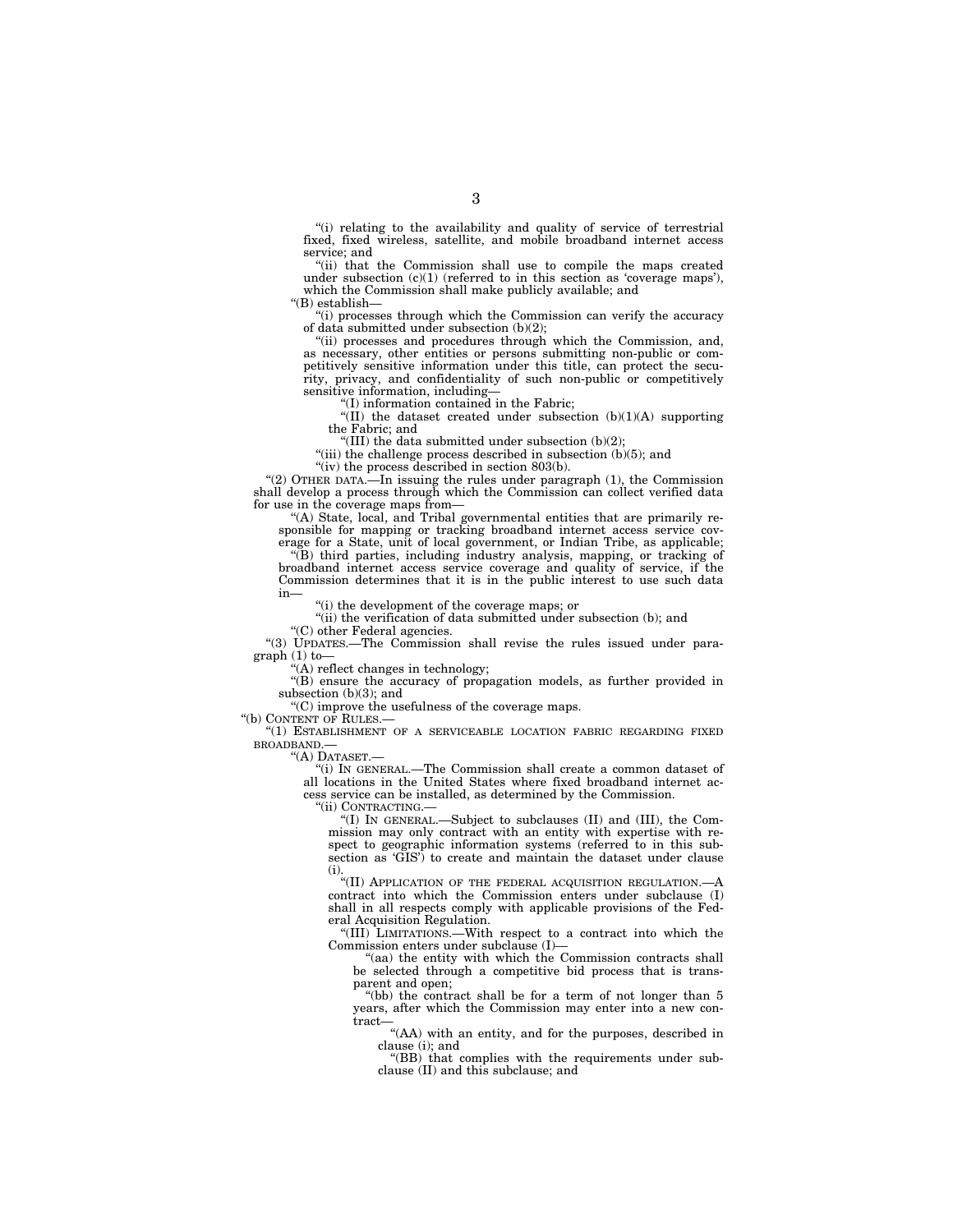"(i) relating to the availability and quality of service of terrestrial fixed, fixed wireless, satellite, and mobile broadband internet access service; and

"(ii) that the Commission shall use to compile the maps created under subsection (c)(1) (referred to in this section as 'coverage maps'), which the Commission shall make publicly available; and

"(B) establish—

"(i) processes through which the Commission can verify the accuracy of data submitted under subsection (b)(2);

"(ii) processes and procedures through which the Commission, and, as necessary, other entities or persons submitting non-public or competitively sensitive information under this title, can protect the security, privacy, and confidentiality of such non-public or competitively sensitive information, including—

"(I) information contained in the Fabric;

"(II) the dataset created under subsection (b)(1)(A) supporting the Fabric; and

"(III) the data submitted under subsection (b)(2);

"(iii) the challenge process described in subsection (b)(5); and

"(iv) the process described in section 803(b).

"(2) OTHER DATA.—In issuing the rules under paragraph (1), the Commission shall develop a process through which the Commission can collect verified data for use in the coverage maps from—

"(A) State, local, and Tribal governmental entities that are primarily responsible for mapping or tracking broadband internet access service coverage for a State, unit of local government, or Indian Tribe, as applicable;

"(B) third parties, including industry analysis, mapping, or tracking of broadband internet access service coverage and quality of service, if the Commission determines that it is in the public interest to use such data in—

"(i) the development of the coverage maps; or

"(ii) the verification of data submitted under subsection (b); and

"(C) other Federal agencies.

"(3) UPDATES.—The Commission shall revise the rules issued under paragraph (1) to—

"(A) reflect changes in technology;

"(B) ensure the accuracy of propagation models, as further provided in subsection (b)(3); and

"(C) improve the usefulness of the coverage maps.

"(b) CONTENT OF RULES.—

"(1) ESTABLISHMENT OF A SERVICEABLE LOCATION FABRIC REGARDING FIXED BROADBAND.—

"(A) DATASET.—

"(i) IN GENERAL.—The Commission shall create a common dataset of all locations in the United States where fixed broadband internet access service can be installed, as determined by the Commission.

"(ii) CONTRACTING.—

"(I) IN GENERAL.—Subject to subclauses (II) and (III), the Commission may only contract with an entity with expertise with respect to geographic information systems (referred to in this subsection as 'GIS') to create and maintain the dataset under clause (i).

"(II) APPLICATION OF THE FEDERAL ACQUISITION REGULATION.—A contract into which the Commission enters under subclause (I) shall in all respects comply with applicable provisions of the Federal Acquisition Regulation.

"(III) LIMITATIONS.—With respect to a contract into which the Commission enters under subclause (I)—

"(aa) the entity with which the Commission contracts shall be selected through a competitive bid process that is transparent and open;

"(bb) the contract shall be for a term of not longer than 5 years, after which the Commission may enter into a new contract—

"(AA) with an entity, and for the purposes, described in clause (i); and

"(BB) that complies with the requirements under subclause (II) and this subclause; and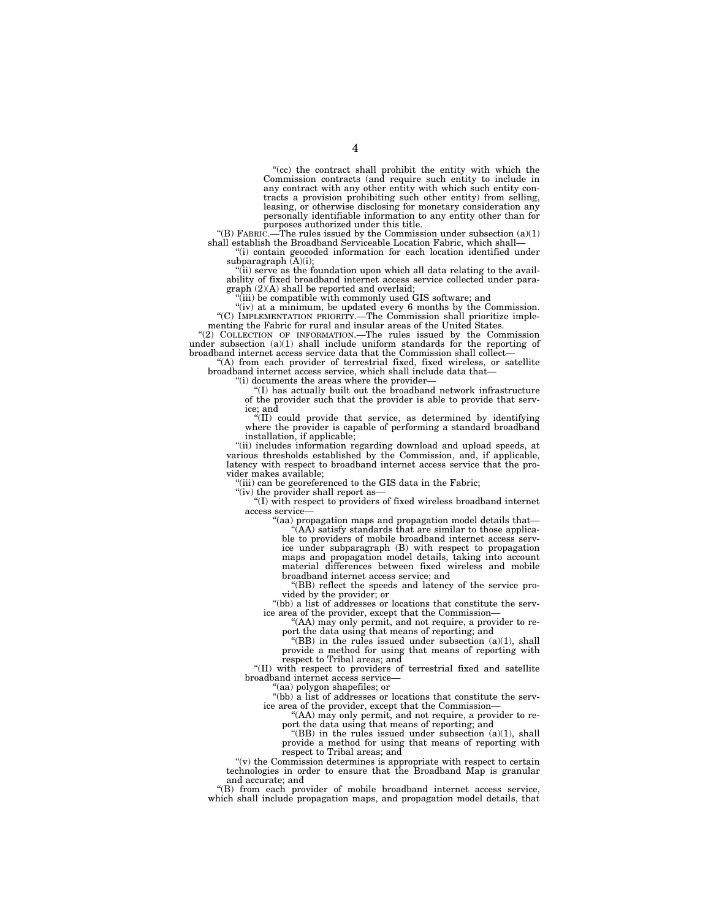"(cc) the contract shall prohibit the entity with which the Commission contracts (and require such entity to include in any contract with any other entity with which such entity contracts a provision prohibiting such other entity) from selling, leasing, or otherwise disclosing for monetary consideration any personally identifiable information to any entity other than for purposes authorized under this title.

"(B) FABRIC.—The rules issued by the Commission under subsection (a)(1) shall establish the Broadband Serviceable Location Fabric, which shall—

"(i) contain geocoded information for each location identified under subparagraph (A)(i);

"(ii) serve as the foundation upon which all data relating to the availability of fixed broadband internet access service collected under paragraph (2)(A) shall be reported and overlaid;

"(iii) be compatible with commonly used GIS software; and

"(iv) at a minimum, be updated every 6 months by the Commission.

"(C) IMPLEMENTATION PRIORITY.—The Commission shall prioritize implementing the Fabric for rural and insular areas of the United States.

"(2) COLLECTION OF INFORMATION.—The rules issued by the Commission under subsection (a)(1) shall include uniform standards for the reporting of broadband internet access service data that the Commission shall collect—

"(A) from each provider of terrestrial fixed, fixed wireless, or satellite broadband internet access service, which shall include data that—

"(i) documents the areas where the provider—

"(I) has actually built out the broadband network infrastructure of the provider such that the provider is able to provide that service; and

"(II) could provide that service, as determined by identifying where the provider is capable of performing a standard broadband installation, if applicable;

"(ii) includes information regarding download and upload speeds, at various thresholds established by the Commission, and, if applicable, latency with respect to broadband internet access service that the provider makes available;

"(iii) can be georeferenced to the GIS data in the Fabric;

"(iv) the provider shall report as—

"(I) with respect to providers of fixed wireless broadband internet access service—

"(aa) propagation maps and propagation model details that—

"(AA) satisfy standards that are similar to those applicable to providers of mobile broadband internet access service under subparagraph (B) with respect to propagation maps and propagation model details, taking into account material differences between fixed wireless and mobile broadband internet access service; and

"(BB) reflect the speeds and latency of the service provided by the provider; or

"(bb) a list of addresses or locations that constitute the service area of the provider, except that the Commission—

"(AA) may only permit, and not require, a provider to report the data using that means of reporting; and

"(BB) in the rules issued under subsection (a)(1), shall provide a method for using that means of reporting with respect to Tribal areas; and

"(II) with respect to providers of terrestrial fixed and satellite broadband internet access service—

"(aa) polygon shapefiles; or

"(bb) a list of addresses or locations that constitute the service area of the provider, except that the Commission—

"(AA) may only permit, and not require, a provider to report the data using that means of reporting; and

"(BB) in the rules issued under subsection (a)(1), shall provide a method for using that means of reporting with respect to Tribal areas; and

"(v) the Commission determines is appropriate with respect to certain technologies in order to ensure that the Broadband Map is granular and accurate; and

"(B) from each provider of mobile broadband internet access service, which shall include propagation maps, and propagation model details, that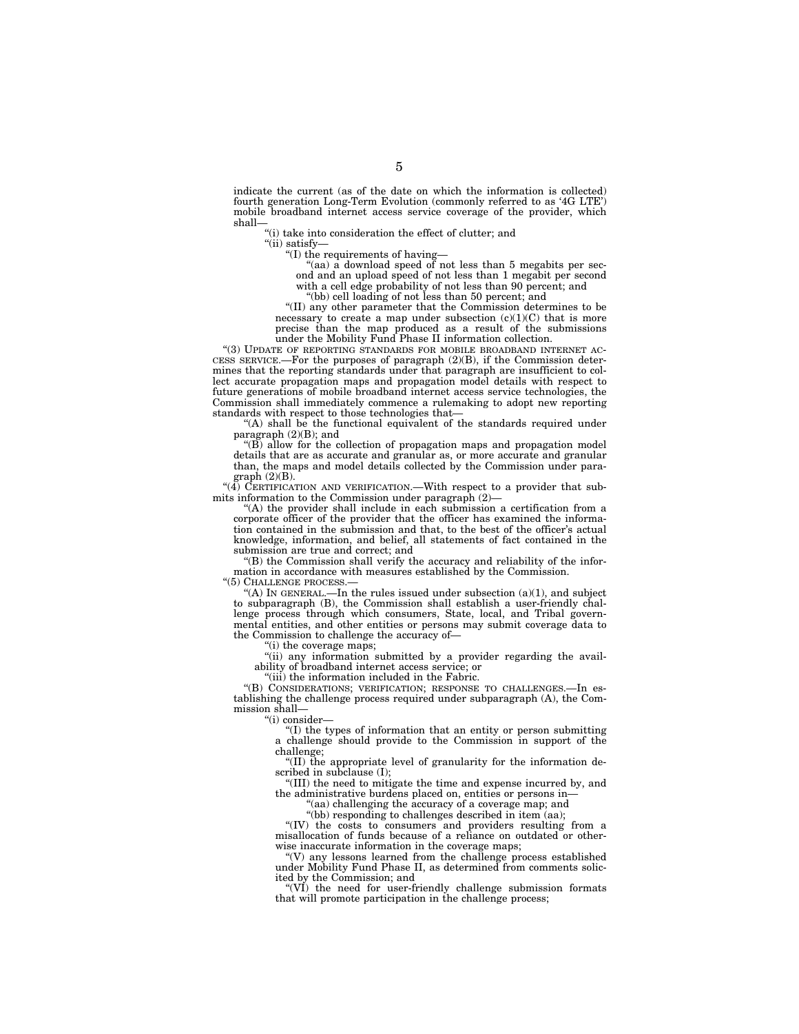indicate the current (as of the date on which the information is collected) fourth generation Long-Term Evolution (commonly referred to as '4G LTE') mobile broadband internet access service coverage of the provider, which shall—

"(i) take into consideration the effect of clutter; and

"(ii) satisfy—

"(I) the requirements of having—

"(aa) a download speed of not less than 5 megabits per second and an upload speed of not less than 1 megabit per second with a cell edge probability of not less than 90 percent; and

"(bb) cell loading of not less than 50 percent; and

"(II) any other parameter that the Commission determines to be necessary to create a map under subsection (c)(1)(C) that is more precise than the map produced as a result of the submissions under the Mobility Fund Phase II information collection.

"(3) UPDATE OF REPORTING STANDARDS FOR MOBILE BROADBAND INTERNET ACCESS SERVICE.—For the purposes of paragraph (2)(B), if the Commission determines that the reporting standards under that paragraph are insufficient to collect accurate propagation maps and propagation model details with respect to future generations of mobile broadband internet access service technologies, the Commission shall immediately commence a rulemaking to adopt new reporting standards with respect to those technologies that—

"(A) shall be the functional equivalent of the standards required under paragraph (2)(B); and

"(B) allow for the collection of propagation maps and propagation model details that are as accurate and granular as, or more accurate and granular than, the maps and model details collected by the Commission under paragraph (2)(B).

"(4) CERTIFICATION AND VERIFICATION.—With respect to a provider that submits information to the Commission under paragraph (2)—

"(A) the provider shall include in each submission a certification from a corporate officer of the provider that the officer has examined the information contained in the submission and that, to the best of the officer's actual knowledge, information, and belief, all statements of fact contained in the submission are true and correct; and

"(B) the Commission shall verify the accuracy and reliability of the information in accordance with measures established by the Commission.

"(5) CHALLENGE PROCESS.—

"(A) IN GENERAL.—In the rules issued under subsection (a)(1), and subject to subparagraph (B), the Commission shall establish a user-friendly challenge process through which consumers, State, local, and Tribal governmental entities, and other entities or persons may submit coverage data to the Commission to challenge the accuracy of—

"(i) the coverage maps;

"(ii) any information submitted by a provider regarding the availability of broadband internet access service; or

"(iii) the information included in the Fabric.

"(B) CONSIDERATIONS; VERIFICATION; RESPONSE TO CHALLENGES.—In establishing the challenge process required under subparagraph (A), the Commission shall—

"(i) consider—

"(I) the types of information that an entity or person submitting a challenge should provide to the Commission in support of the challenge;

"(II) the appropriate level of granularity for the information described in subclause (I);

"(III) the need to mitigate the time and expense incurred by, and the administrative burdens placed on, entities or persons in—

"(aa) challenging the accuracy of a coverage map; and

"(bb) responding to challenges described in item (aa);

"(IV) the costs to consumers and providers resulting from a misallocation of funds because of a reliance on outdated or otherwise inaccurate information in the coverage maps;

"(V) any lessons learned from the challenge process established under Mobility Fund Phase II, as determined from comments solicited by the Commission; and

"(VI) the need for user-friendly challenge submission formats that will promote participation in the challenge process;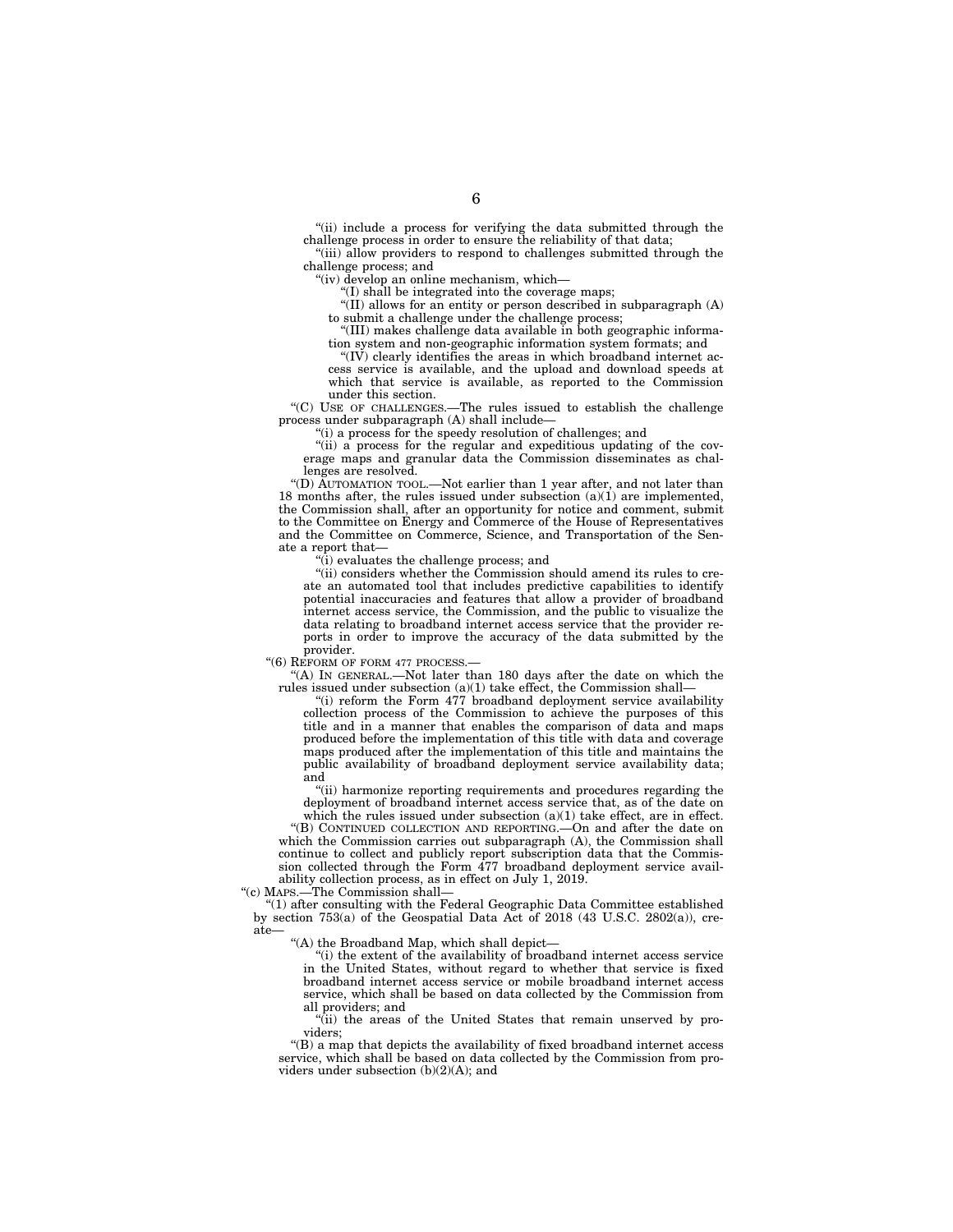"(ii) include a process for verifying the data submitted through the challenge process in order to ensure the reliability of that data;

"(iii) allow providers to respond to challenges submitted through the challenge process; and

"(iv) develop an online mechanism, which—

"(I) shall be integrated into the coverage maps;

"(II) allows for an entity or person described in subparagraph (A) to submit a challenge under the challenge process;

"(III) makes challenge data available in both geographic information system and non-geographic information system formats; and

"(IV) clearly identifies the areas in which broadband internet access service is available, and the upload and download speeds at which that service is available, as reported to the Commission under this section.

"(C) USE OF CHALLENGES.—The rules issued to establish the challenge process under subparagraph (A) shall include—

"(i) a process for the speedy resolution of challenges; and

"(ii) a process for the regular and expeditious updating of the coverage maps and granular data the Commission disseminates as challenges are resolved.

"(D) AUTOMATION TOOL.—Not earlier than 1 year after, and not later than 18 months after, the rules issued under subsection (a)(1) are implemented, the Commission shall, after an opportunity for notice and comment, submit to the Committee on Energy and Commerce of the House of Representatives and the Committee on Commerce, Science, and Transportation of the Senate a report that—

"(i) evaluates the challenge process; and

"(ii) considers whether the Commission should amend its rules to create an automated tool that includes predictive capabilities to identify potential inaccuracies and features that allow a provider of broadband internet access service, the Commission, and the public to visualize the data relating to broadband internet access service that the provider reports in order to improve the accuracy of the data submitted by the provider.

"(6) REFORM OF FORM 477 PROCESS.—

"(A) IN GENERAL.—Not later than 180 days after the date on which the rules issued under subsection (a)(1) take effect, the Commission shall—

"(i) reform the Form 477 broadband deployment service availability collection process of the Commission to achieve the purposes of this title and in a manner that enables the comparison of data and maps produced before the implementation of this title with data and coverage maps produced after the implementation of this title and maintains the public availability of broadband deployment service availability data; and

"(ii) harmonize reporting requirements and procedures regarding the deployment of broadband internet access service that, as of the date on which the rules issued under subsection (a)(1) take effect, are in effect.

"(B) CONTINUED COLLECTION AND REPORTING.—On and after the date on which the Commission carries out subparagraph (A), the Commission shall continue to collect and publicly report subscription data that the Commission collected through the Form 477 broadband deployment service availability collection process, as in effect on July 1, 2019.

"(c) MAPS.—The Commission shall—

"(1) after consulting with the Federal Geographic Data Committee established by section 753(a) of the Geospatial Data Act of 2018 (43 U.S.C. 2802(a)), create—

"(A) the Broadband Map, which shall depict—

"(i) the extent of the availability of broadband internet access service in the United States, without regard to whether that service is fixed broadband internet access service or mobile broadband internet access service, which shall be based on data collected by the Commission from all providers; and

"(ii) the areas of the United States that remain unserved by providers;

"(B) a map that depicts the availability of fixed broadband internet access service, which shall be based on data collected by the Commission from providers under subsection (b)(2)(A); and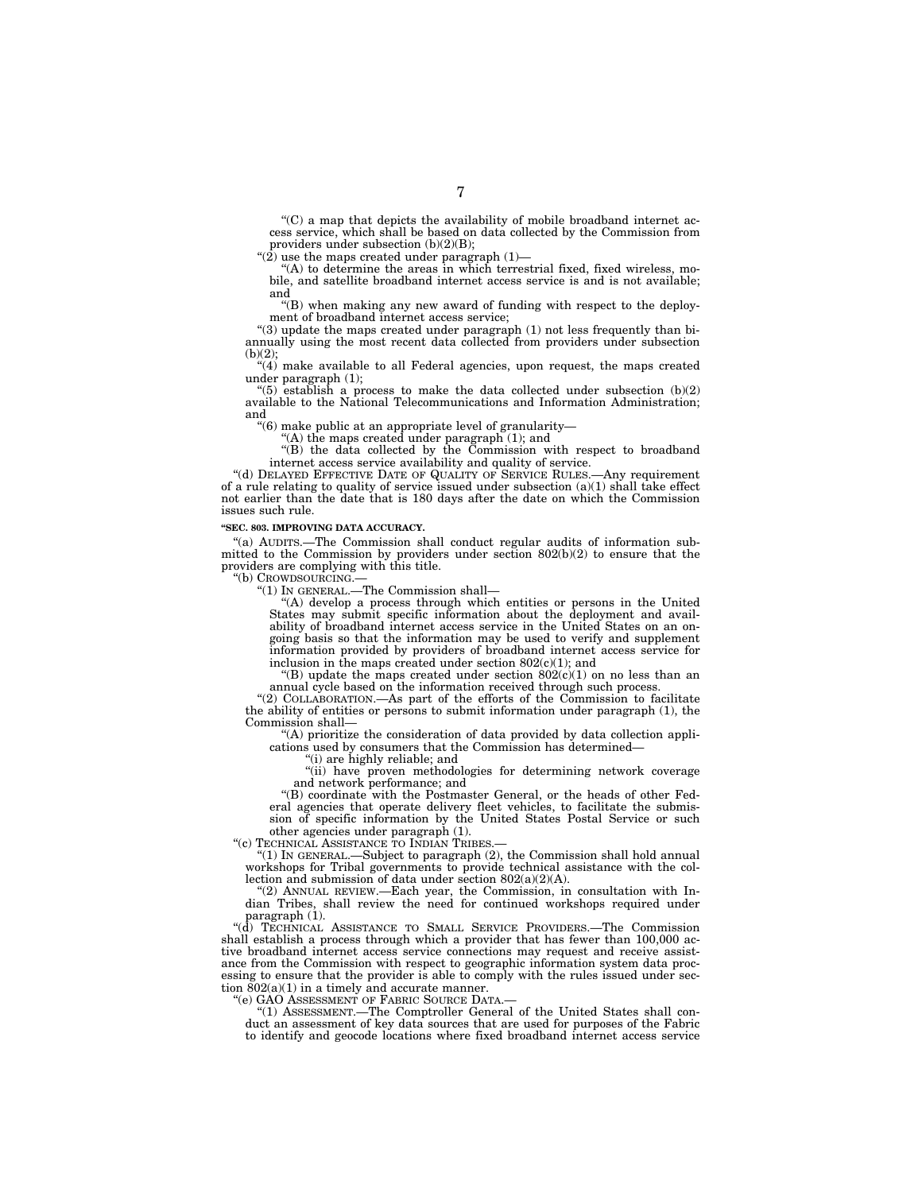"(C) a map that depicts the availability of mobile broadband internet access service, which shall be based on data collected by the Commission from providers under subsection (b)(2)(B);

"(2) use the maps created under paragraph (1)—

"(A) to determine the areas in which terrestrial fixed, fixed wireless, mobile, and satellite broadband internet access service is and is not available; and

"(B) when making any new award of funding with respect to the deployment of broadband internet access service;

"(3) update the maps created under paragraph (1) not less frequently than biannually using the most recent data collected from providers under subsection (b)(2);

"(4) make available to all Federal agencies, upon request, the maps created under paragraph (1);

"(5) establish a process to make the data collected under subsection (b)(2) available to the National Telecommunications and Information Administration; and

"(6) make public at an appropriate level of granularity—

"(A) the maps created under paragraph (1); and

"(B) the data collected by the Commission with respect to broadband internet access service availability and quality of service.

"(d) DELAYED EFFECTIVE DATE OF QUALITY OF SERVICE RULES.—Any requirement of a rule relating to quality of service issued under subsection (a)(1) shall take effect not earlier than the date that is 180 days after the date on which the Commission issues such rule.

**"SEC. 803. IMPROVING DATA ACCURACY.**

"(a) AUDITS.—The Commission shall conduct regular audits of information submitted to the Commission by providers under section 802(b)(2) to ensure that the providers are complying with this title.

"(b) CROWDSOURCING.—

"(1) IN GENERAL.—The Commission shall—

"(A) develop a process through which entities or persons in the United States may submit specific information about the deployment and availability of broadband internet access service in the United States on an ongoing basis so that the information may be used to verify and supplement information provided by providers of broadband internet access service for inclusion in the maps created under section 802(c)(1); and

"(B) update the maps created under section 802(c)(1) on no less than an annual cycle based on the information received through such process.

"(2) COLLABORATION.—As part of the efforts of the Commission to facilitate the ability of entities or persons to submit information under paragraph (1), the Commission shall—

"(A) prioritize the consideration of data provided by data collection applications used by consumers that the Commission has determined—

"(i) are highly reliable; and

"(ii) have proven methodologies for determining network coverage and network performance; and

"(B) coordinate with the Postmaster General, or the heads of other Federal agencies that operate delivery fleet vehicles, to facilitate the submission of specific information by the United States Postal Service or such other agencies under paragraph (1).

"(c) TECHNICAL ASSISTANCE TO INDIAN TRIBES.—

"(1) IN GENERAL.—Subject to paragraph (2), the Commission shall hold annual workshops for Tribal governments to provide technical assistance with the collection and submission of data under section 802(a)(2)(A).

"(2) ANNUAL REVIEW.—Each year, the Commission, in consultation with Indian Tribes, shall review the need for continued workshops required under paragraph (1).

"(d) TECHNICAL ASSISTANCE TO SMALL SERVICE PROVIDERS.—The Commission shall establish a process through which a provider that has fewer than 100,000 active broadband internet access service connections may request and receive assistance from the Commission with respect to geographic information system data processing to ensure that the provider is able to comply with the rules issued under section 802(a)(1) in a timely and accurate manner.

"(e) GAO ASSESSMENT OF FABRIC SOURCE DATA.—

"(1) ASSESSMENT.—The Comptroller General of the United States shall conduct an assessment of key data sources that are used for purposes of the Fabric to identify and geocode locations where fixed broadband internet access service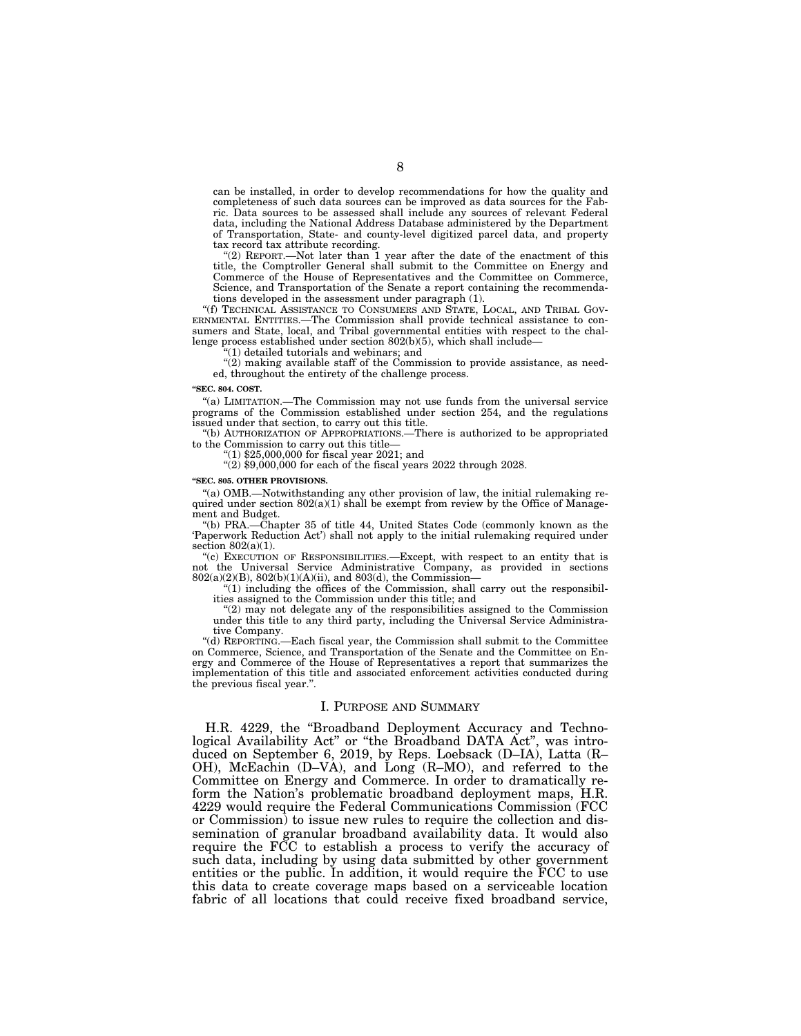can be installed, in order to develop recommendations for how the quality and completeness of such data sources can be improved as data sources for the Fabric. Data sources to be assessed shall include any sources of relevant Federal data, including the National Address Database administered by the Department of Transportation, State- and county-level digitized parcel data, and property tax record tax attribute recording.

"(2) REPORT.—Not later than 1 year after the date of the enactment of this title, the Comptroller General shall submit to the Committee on Energy and Commerce of the House of Representatives and the Committee on Commerce, Science, and Transportation of the Senate a report containing the recommendations developed in the assessment under paragraph (1).

"(f) TECHNICAL ASSISTANCE TO CONSUMERS AND STATE, LOCAL, AND TRIBAL GOVERNMENTAL ENTITIES.—The Commission shall provide technical assistance to consumers and State, local, and Tribal governmental entities with respect to the challenge process established under section 802(b)(5), which shall include—

"(1) detailed tutorials and webinars; and

"(2) making available staff of the Commission to provide assistance, as needed, throughout the entirety of the challenge process.

**"SEC. 804. COST.**

"(a) LIMITATION.—The Commission may not use funds from the universal service programs of the Commission established under section 254, and the regulations issued under that section, to carry out this title.

"(b) AUTHORIZATION OF APPROPRIATIONS.—There is authorized to be appropriated to the Commission to carry out this title—

"(1) $25,000,000 for fiscal year 2021; and

"(2) $9,000,000 for each of the fiscal years 2022 through 2028.

**"SEC. 805. OTHER PROVISIONS.**

"(a) OMB.—Notwithstanding any other provision of law, the initial rulemaking required under section 802(a)(1) shall be exempt from review by the Office of Management and Budget.

"(b) PRA.—Chapter 35 of title 44, United States Code (commonly known as the 'Paperwork Reduction Act') shall not apply to the initial rulemaking required under section 802(a)(1).

"(c) EXECUTION OF RESPONSIBILITIES.—Except, with respect to an entity that is not the Universal Service Administrative Company, as provided in sections 802(a)(2)(B), 802(b)(1)(A)(ii), and 803(d), the Commission—

"(1) including the offices of the Commission, shall carry out the responsibilities assigned to the Commission under this title; and

"(2) may not delegate any of the responsibilities assigned to the Commission under this title to any third party, including the Universal Service Administrative Company.

"(d) REPORTING.—Each fiscal year, the Commission shall submit to the Committee on Commerce, Science, and Transportation of the Senate and the Committee on Energy and Commerce of the House of Representatives a report that summarizes the implementation of this title and associated enforcement activities conducted during the previous fiscal year.".

## I. PURPOSE AND SUMMARY

H.R. 4229, the "Broadband Deployment Accuracy and Technological Availability Act" or "the Broadband DATA Act", was introduced on September 6, 2019, by Reps. Loebsack (D–IA), Latta (R–OH), McEachin (D–VA), and Long (R–MO), and referred to the Committee on Energy and Commerce. In order to dramatically reform the Nation's problematic broadband deployment maps, H.R. 4229 would require the Federal Communications Commission (FCC or Commission) to issue new rules to require the collection and dissemination of granular broadband availability data. It would also require the FCC to establish a process to verify the accuracy of such data, including by using data submitted by other government entities or the public. In addition, it would require the FCC to use this data to create coverage maps based on a serviceable location fabric of all locations that could receive fixed broadband service,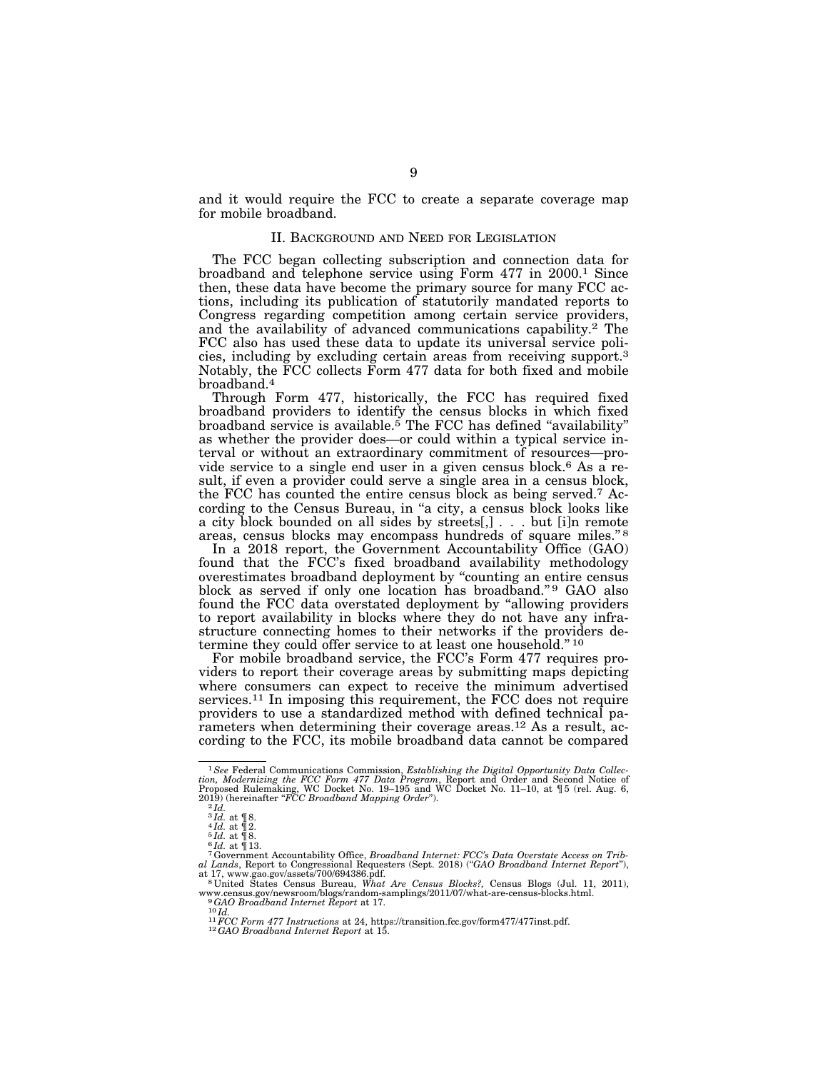and it would require the FCC to create a separate coverage map for mobile broadband.

## II. Background and Need for Legislation

The FCC began collecting subscription and connection data for broadband and telephone service using Form 477 in 2000.[1] Since then, these data have become the primary source for many FCC actions, including its publication of statutorily mandated reports to Congress regarding competition among certain service providers, and the availability of advanced communications capability.[2] The FCC also has used these data to update its universal service policies, including by excluding certain areas from receiving support.[3] Notably, the FCC collects Form 477 data for both fixed and mobile broadband.[4]

Through Form 477, historically, the FCC has required fixed broadband providers to identify the census blocks in which fixed broadband service is available.[5] The FCC has defined "availability" as whether the provider does—or could within a typical service interval or without an extraordinary commitment of resources—provide service to a single end user in a given census block.[6] As a result, if even a provider could serve a single area in a census block, the FCC has counted the entire census block as being served.[7] According to the Census Bureau, in "a city, a census block looks like a city block bounded on all sides by streets[,] . . . but [i]n remote areas, census blocks may encompass hundreds of square miles."[8]

In a 2018 report, the Government Accountability Office (GAO) found that the FCC's fixed broadband availability methodology overestimates broadband deployment by "counting an entire census block as served if only one location has broadband."[9] GAO also found the FCC data overstated deployment by "allowing providers to report availability in blocks where they do not have any infrastructure connecting homes to their networks if the providers determine they could offer service to at least one household."[10]

For mobile broadband service, the FCC's Form 477 requires providers to report their coverage areas by submitting maps depicting where consumers can expect to receive the minimum advertised services.[11] In imposing this requirement, the FCC does not require providers to use a standardized method with defined technical parameters when determining their coverage areas.[12] As a result, according to the FCC, its mobile broadband data cannot be compared

---

[1] *See* Federal Communications Commission, *Establishing the Digital Opportunity Data Collection, Modernizing the FCC Form 477 Data Program*, Report and Order and Second Notice of Proposed Rulemaking, WC Docket No. 19–195 and WC Docket No. 11–10, at ¶ 5 (rel. Aug. 6, 2019) (hereinafter "*FCC Broadband Mapping Order*").

[2] *Id.*

[3] *Id.* at ¶ 8.

[4] *Id.* at ¶ 2.

[5] *Id.* at ¶ 8.

[6] *Id.* at ¶ 13.

[7] Government Accountability Office, *Broadband Internet: FCC's Data Overstate Access on Tribal Lands*, Report to Congressional Requesters (Sept. 2018) ("*GAO Broadband Internet Report*"), at 17, www.gao.gov/assets/700/694386.pdf.

[8] United States Census Bureau, *What Are Census Blocks?,* Census Blogs (Jul. 11, 2011), www.census.gov/newsroom/blogs/random-samplings/2011/07/what-are-census-blocks.html.

[9] *GAO Broadband Internet Report* at 17.

[10] *Id.*

[11] *FCC Form 477 Instructions* at 24, https://transition.fcc.gov/form477/477inst.pdf.

[12] *GAO Broadband Internet Report* at 15.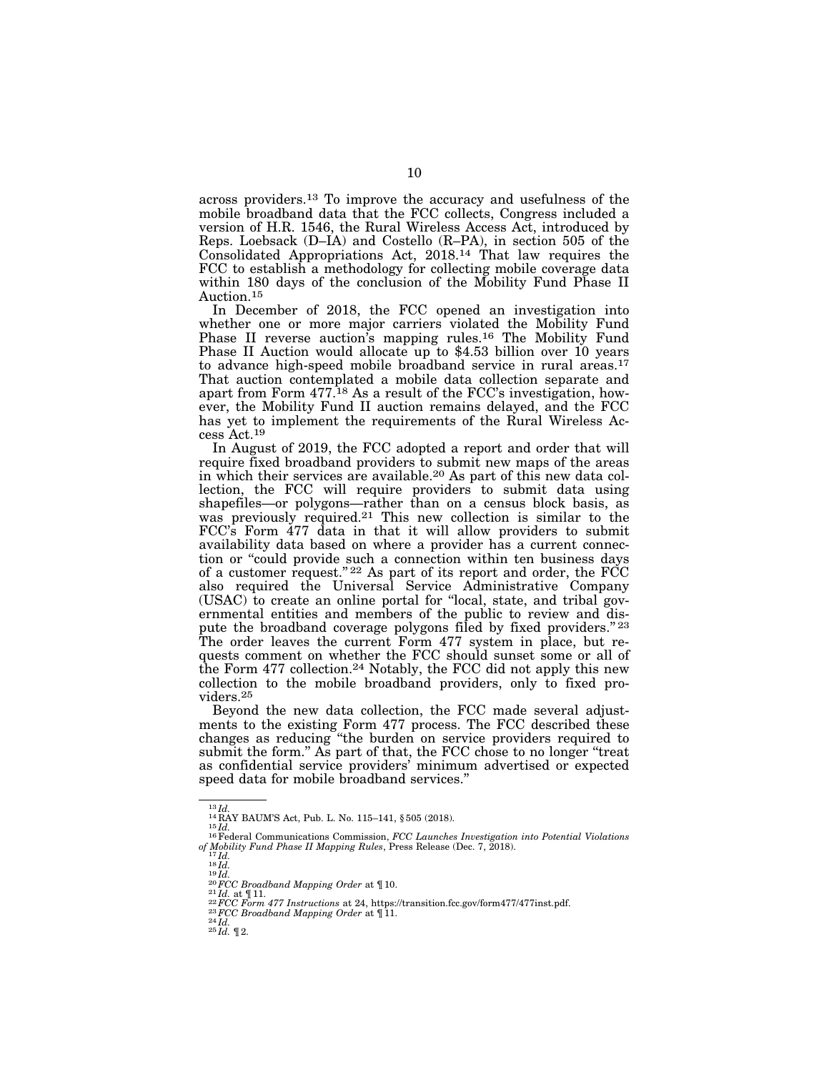across providers.[13] To improve the accuracy and usefulness of the mobile broadband data that the FCC collects, Congress included a version of H.R. 1546, the Rural Wireless Access Act, introduced by Reps. Loebsack (D–IA) and Costello (R–PA), in section 505 of the Consolidated Appropriations Act, 2018.[14] That law requires the FCC to establish a methodology for collecting mobile coverage data within 180 days of the conclusion of the Mobility Fund Phase II Auction.[15]

In December of 2018, the FCC opened an investigation into whether one or more major carriers violated the Mobility Fund Phase II reverse auction's mapping rules.[16] The Mobility Fund Phase II Auction would allocate up to $4.53 billion over 10 years to advance high-speed mobile broadband service in rural areas.[17] That auction contemplated a mobile data collection separate and apart from Form 477.[18] As a result of the FCC's investigation, however, the Mobility Fund II auction remains delayed, and the FCC has yet to implement the requirements of the Rural Wireless Access Act.[19]

In August of 2019, the FCC adopted a report and order that will require fixed broadband providers to submit new maps of the areas in which their services are available.[20] As part of this new data collection, the FCC will require providers to submit data using shapefiles—or polygons—rather than on a census block basis, as was previously required.[21] This new collection is similar to the FCC's Form 477 data in that it will allow providers to submit availability data based on where a provider has a current connection or "could provide such a connection within ten business days of a customer request."[22] As part of its report and order, the FCC also required the Universal Service Administrative Company (USAC) to create an online portal for "local, state, and tribal governmental entities and members of the public to review and dispute the broadband coverage polygons filed by fixed providers."[23] The order leaves the current Form 477 system in place, but requests comment on whether the FCC should sunset some or all of the Form 477 collection.[24] Notably, the FCC did not apply this new collection to the mobile broadband providers, only to fixed providers.[25]

Beyond the new data collection, the FCC made several adjustments to the existing Form 477 process. The FCC described these changes as reducing "the burden on service providers required to submit the form." As part of that, the FCC chose to no longer "treat as confidential service providers' minimum advertised or expected speed data for mobile broadband services."

---

[13] *Id.*
[14] RAY BAUM'S Act, Pub. L. No. 115–141, § 505 (2018).
[15] *Id.*
[16] Federal Communications Commission, *FCC Launches Investigation into Potential Violations of Mobility Fund Phase II Mapping Rules*, Press Release (Dec. 7, 2018).
[17] *Id.*
[18] *Id.*
[19] *Id.*
[20] *FCC Broadband Mapping Order* at ¶ 10.
[21] *Id.* at ¶ 11.
[22] *FCC Form 477 Instructions* at 24, https://transition.fcc.gov/form477/477inst.pdf.
[23] *FCC Broadband Mapping Order* at ¶ 11.
[24] *Id.*
[25] *Id.* ¶ 2.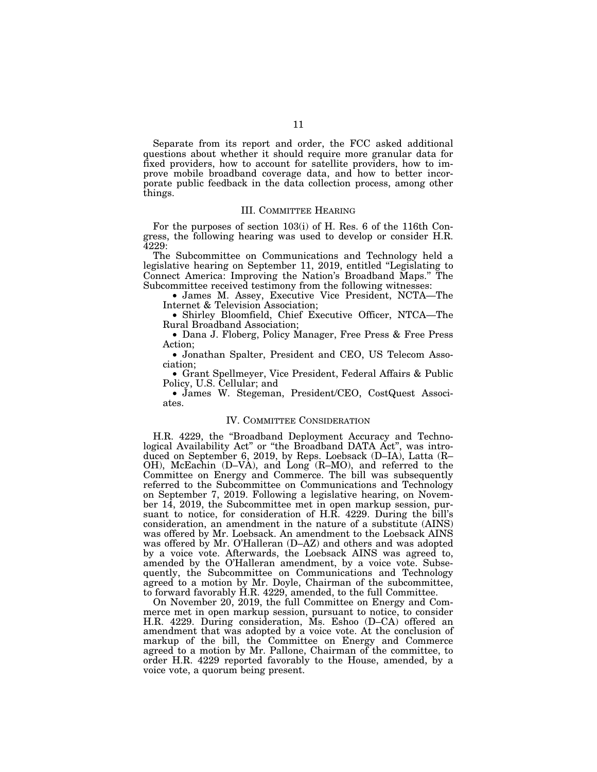Separate from its report and order, the FCC asked additional questions about whether it should require more granular data for fixed providers, how to account for satellite providers, how to improve mobile broadband coverage data, and how to better incorporate public feedback in the data collection process, among other things.

## III. COMMITTEE HEARING

For the purposes of section 103(i) of H. Res. 6 of the 116th Congress, the following hearing was used to develop or consider H.R. 4229:

The Subcommittee on Communications and Technology held a legislative hearing on September 11, 2019, entitled "Legislating to Connect America: Improving the Nation's Broadband Maps." The Subcommittee received testimony from the following witnesses:

- James M. Assey, Executive Vice President, NCTA—The Internet & Television Association;
- Shirley Bloomfield, Chief Executive Officer, NTCA—The Rural Broadband Association;
- Dana J. Floberg, Policy Manager, Free Press & Free Press Action;
- Jonathan Spalter, President and CEO, US Telecom Association;
- Grant Spellmeyer, Vice President, Federal Affairs & Public Policy, U.S. Cellular; and
- James W. Stegeman, President/CEO, CostQuest Associates.

## IV. COMMITTEE CONSIDERATION

H.R. 4229, the "Broadband Deployment Accuracy and Technological Availability Act" or "the Broadband DATA Act", was introduced on September 6, 2019, by Reps. Loebsack (D–IA), Latta (R–OH), McEachin (D–VA), and Long (R–MO), and referred to the Committee on Energy and Commerce. The bill was subsequently referred to the Subcommittee on Communications and Technology on September 7, 2019. Following a legislative hearing, on November 14, 2019, the Subcommittee met in open markup session, pursuant to notice, for consideration of H.R. 4229. During the bill's consideration, an amendment in the nature of a substitute (AINS) was offered by Mr. Loebsack. An amendment to the Loebsack AINS was offered by Mr. O'Halleran (D–AZ) and others and was adopted by a voice vote. Afterwards, the Loebsack AINS was agreed to, amended by the O'Halleran amendment, by a voice vote. Subsequently, the Subcommittee on Communications and Technology agreed to a motion by Mr. Doyle, Chairman of the subcommittee, to forward favorably H.R. 4229, amended, to the full Committee.

On November 20, 2019, the full Committee on Energy and Commerce met in open markup session, pursuant to notice, to consider H.R. 4229. During consideration, Ms. Eshoo (D–CA) offered an amendment that was adopted by a voice vote. At the conclusion of markup of the bill, the Committee on Energy and Commerce agreed to a motion by Mr. Pallone, Chairman of the committee, to order H.R. 4229 reported favorably to the House, amended, by a voice vote, a quorum being present.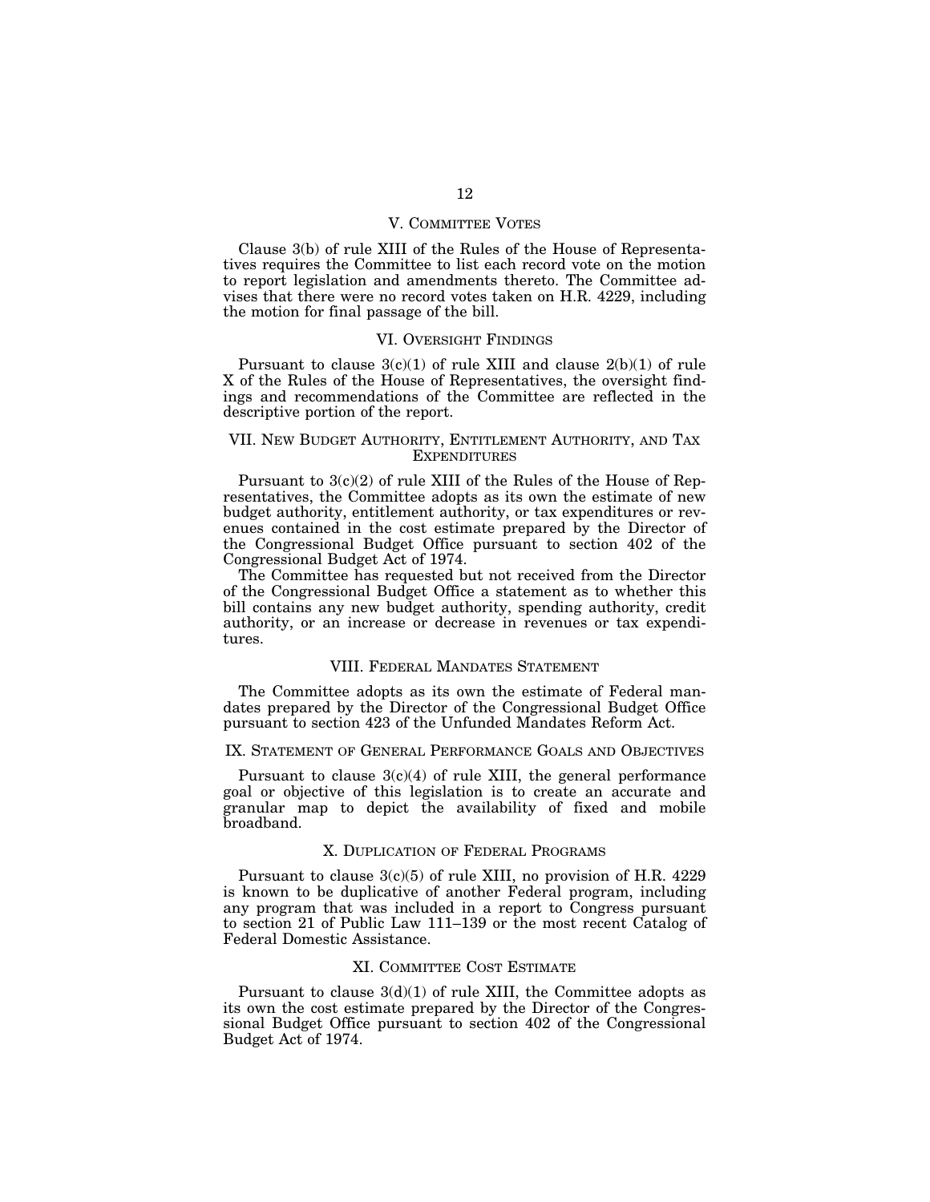## V. Committee Votes

Clause 3(b) of rule XIII of the Rules of the House of Representatives requires the Committee to list each record vote on the motion to report legislation and amendments thereto. The Committee advises that there were no record votes taken on H.R. 4229, including the motion for final passage of the bill.

## VI. Oversight Findings

Pursuant to clause 3(c)(1) of rule XIII and clause 2(b)(1) of rule X of the Rules of the House of Representatives, the oversight findings and recommendations of the Committee are reflected in the descriptive portion of the report.

## VII. New Budget Authority, Entitlement Authority, and Tax Expenditures

Pursuant to 3(c)(2) of rule XIII of the Rules of the House of Representatives, the Committee adopts as its own the estimate of new budget authority, entitlement authority, or tax expenditures or revenues contained in the cost estimate prepared by the Director of the Congressional Budget Office pursuant to section 402 of the Congressional Budget Act of 1974.

The Committee has requested but not received from the Director of the Congressional Budget Office a statement as to whether this bill contains any new budget authority, spending authority, credit authority, or an increase or decrease in revenues or tax expenditures.

## VIII. Federal Mandates Statement

The Committee adopts as its own the estimate of Federal mandates prepared by the Director of the Congressional Budget Office pursuant to section 423 of the Unfunded Mandates Reform Act.

## IX. Statement of General Performance Goals and Objectives

Pursuant to clause 3(c)(4) of rule XIII, the general performance goal or objective of this legislation is to create an accurate and granular map to depict the availability of fixed and mobile broadband.

## X. Duplication of Federal Programs

Pursuant to clause 3(c)(5) of rule XIII, no provision of H.R. 4229 is known to be duplicative of another Federal program, including any program that was included in a report to Congress pursuant to section 21 of Public Law 111–139 or the most recent Catalog of Federal Domestic Assistance.

## XI. Committee Cost Estimate

Pursuant to clause 3(d)(1) of rule XIII, the Committee adopts as its own the cost estimate prepared by the Director of the Congressional Budget Office pursuant to section 402 of the Congressional Budget Act of 1974.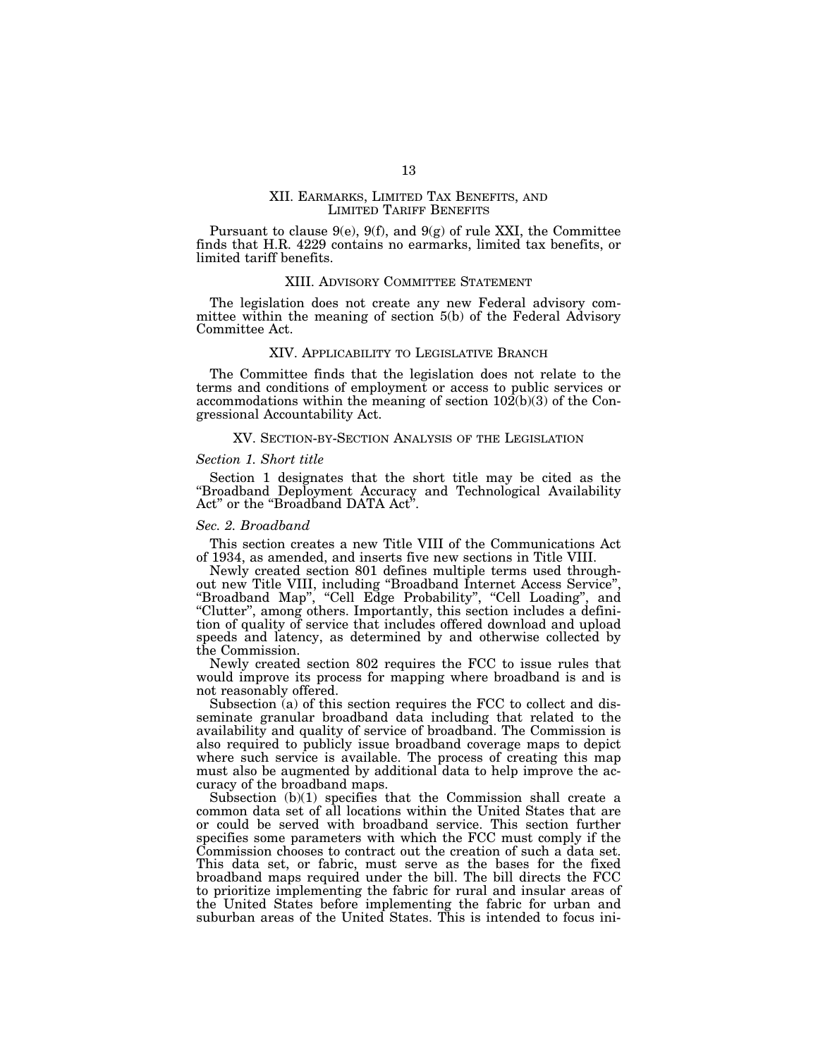## XII. EARMARKS, LIMITED TAX BENEFITS, AND LIMITED TARIFF BENEFITS

Pursuant to clause 9(e), 9(f), and 9(g) of rule XXI, the Committee finds that H.R. 4229 contains no earmarks, limited tax benefits, or limited tariff benefits.

## XIII. ADVISORY COMMITTEE STATEMENT

The legislation does not create any new Federal advisory committee within the meaning of section 5(b) of the Federal Advisory Committee Act.

## XIV. APPLICABILITY TO LEGISLATIVE BRANCH

The Committee finds that the legislation does not relate to the terms and conditions of employment or access to public services or accommodations within the meaning of section 102(b)(3) of the Congressional Accountability Act.

## XV. SECTION-BY-SECTION ANALYSIS OF THE LEGISLATION

### *Section 1. Short title*

Section 1 designates that the short title may be cited as the "Broadband Deployment Accuracy and Technological Availability Act" or the "Broadband DATA Act".

### *Sec. 2. Broadband*

This section creates a new Title VIII of the Communications Act of 1934, as amended, and inserts five new sections in Title VIII.

Newly created section 801 defines multiple terms used throughout new Title VIII, including "Broadband Internet Access Service", "Broadband Map", "Cell Edge Probability", "Cell Loading", and "Clutter", among others. Importantly, this section includes a definition of quality of service that includes offered download and upload speeds and latency, as determined by and otherwise collected by the Commission.

Newly created section 802 requires the FCC to issue rules that would improve its process for mapping where broadband is and is not reasonably offered.

Subsection (a) of this section requires the FCC to collect and disseminate granular broadband data including that related to the availability and quality of service of broadband. The Commission is also required to publicly issue broadband coverage maps to depict where such service is available. The process of creating this map must also be augmented by additional data to help improve the accuracy of the broadband maps.

Subsection (b)(1) specifies that the Commission shall create a common data set of all locations within the United States that are or could be served with broadband service. This section further specifies some parameters with which the FCC must comply if the Commission chooses to contract out the creation of such a data set. This data set, or fabric, must serve as the bases for the fixed broadband maps required under the bill. The bill directs the FCC to prioritize implementing the fabric for rural and insular areas of the United States before implementing the fabric for urban and suburban areas of the United States. This is intended to focus ini-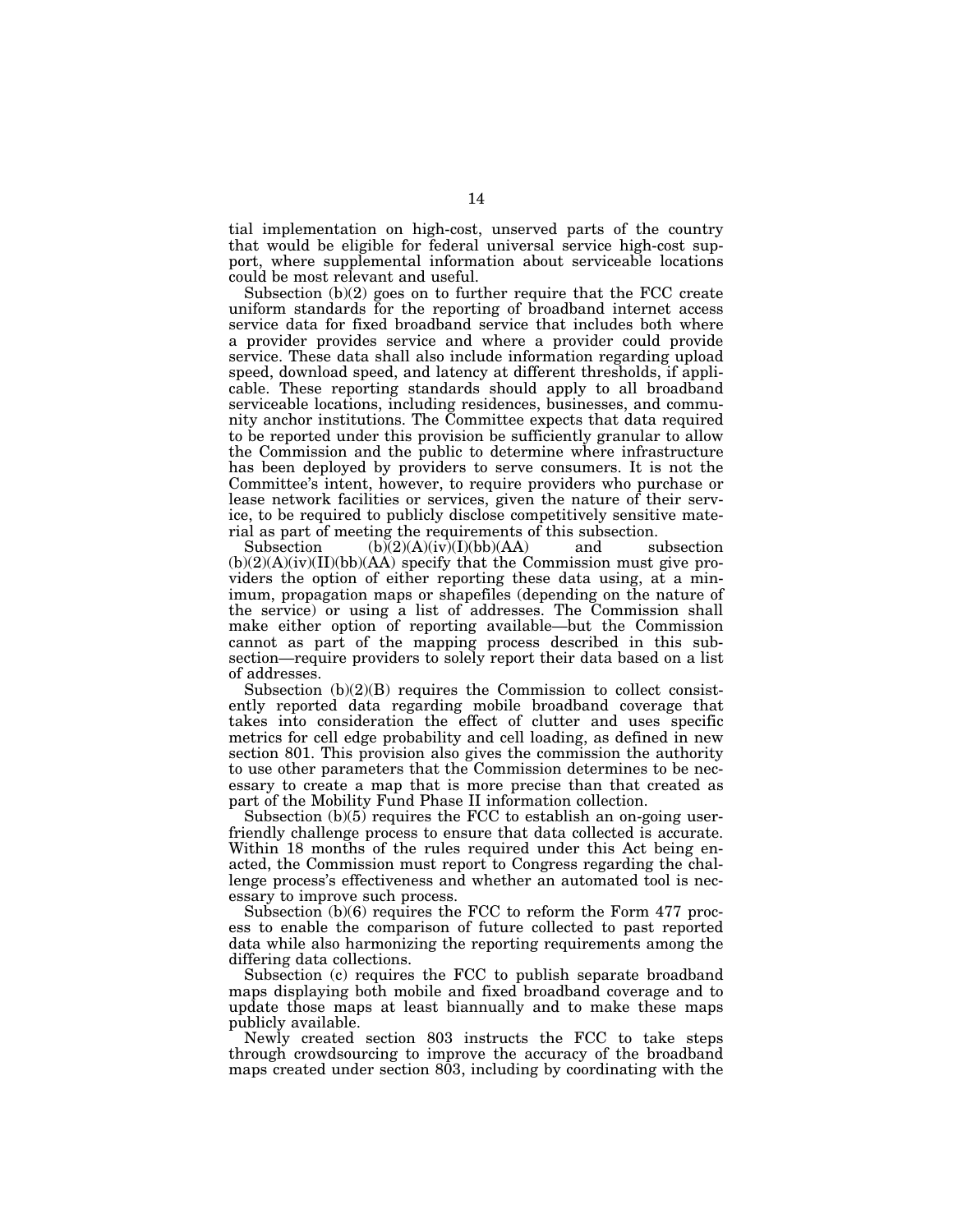tial implementation on high-cost, unserved parts of the country that would be eligible for federal universal service high-cost support, where supplemental information about serviceable locations could be most relevant and useful.

Subsection (b)(2) goes on to further require that the FCC create uniform standards for the reporting of broadband internet access service data for fixed broadband service that includes both where a provider provides service and where a provider could provide service. These data shall also include information regarding upload speed, download speed, and latency at different thresholds, if applicable. These reporting standards should apply to all broadband serviceable locations, including residences, businesses, and community anchor institutions. The Committee expects that data required to be reported under this provision be sufficiently granular to allow the Commission and the public to determine where infrastructure has been deployed by providers to serve consumers. It is not the Committee's intent, however, to require providers who purchase or lease network facilities or services, given the nature of their service, to be required to publicly disclose competitively sensitive material as part of meeting the requirements of this subsection.

Subsection (b)(2)(A)(iv)(I)(bb)(AA) and subsection (b)(2)(A)(iv)(II)(bb)(AA) specify that the Commission must give providers the option of either reporting these data using, at a minimum, propagation maps or shapefiles (depending on the nature of the service) or using a list of addresses. The Commission shall make either option of reporting available—but the Commission cannot as part of the mapping process described in this subsection—require providers to solely report their data based on a list of addresses.

Subsection (b)(2)(B) requires the Commission to collect consistently reported data regarding mobile broadband coverage that takes into consideration the effect of clutter and uses specific metrics for cell edge probability and cell loading, as defined in new section 801. This provision also gives the commission the authority to use other parameters that the Commission determines to be necessary to create a map that is more precise than that created as part of the Mobility Fund Phase II information collection.

Subsection (b)(5) requires the FCC to establish an on-going user-friendly challenge process to ensure that data collected is accurate. Within 18 months of the rules required under this Act being enacted, the Commission must report to Congress regarding the challenge process's effectiveness and whether an automated tool is necessary to improve such process.

Subsection (b)(6) requires the FCC to reform the Form 477 process to enable the comparison of future collected to past reported data while also harmonizing the reporting requirements among the differing data collections.

Subsection (c) requires the FCC to publish separate broadband maps displaying both mobile and fixed broadband coverage and to update those maps at least biannually and to make these maps publicly available.

Newly created section 803 instructs the FCC to take steps through crowdsourcing to improve the accuracy of the broadband maps created under section 803, including by coordinating with the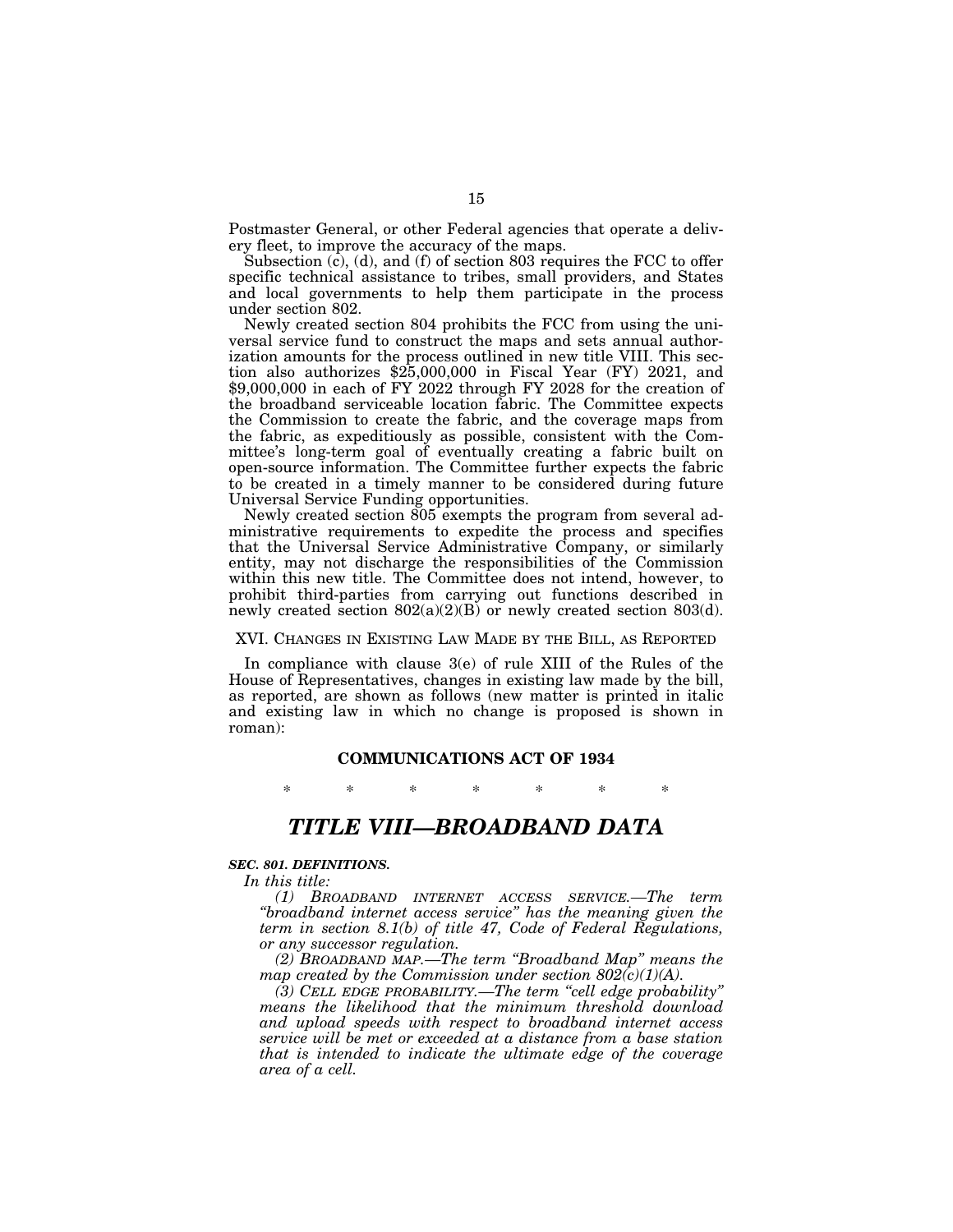Postmaster General, or other Federal agencies that operate a delivery fleet, to improve the accuracy of the maps.

Subsection (c), (d), and (f) of section 803 requires the FCC to offer specific technical assistance to tribes, small providers, and States and local governments to help them participate in the process under section 802.

Newly created section 804 prohibits the FCC from using the universal service fund to construct the maps and sets annual authorization amounts for the process outlined in new title VIII. This section also authorizes $25,000,000 in Fiscal Year (FY) 2021, and $9,000,000 in each of FY 2022 through FY 2028 for the creation of the broadband serviceable location fabric. The Committee expects the Commission to create the fabric, and the coverage maps from the fabric, as expeditiously as possible, consistent with the Committee's long-term goal of eventually creating a fabric built on open-source information. The Committee further expects the fabric to be created in a timely manner to be considered during future Universal Service Funding opportunities.

Newly created section 805 exempts the program from several administrative requirements to expedite the process and specifies that the Universal Service Administrative Company, or similarly entity, may not discharge the responsibilities of the Commission within this new title. The Committee does not intend, however, to prohibit third-parties from carrying out functions described in newly created section 802(a)(2)(B) or newly created section 803(d).

## XVI. Changes in Existing Law Made by the Bill, as Reported

In compliance with clause 3(e) of rule XIII of the Rules of the House of Representatives, changes in existing law made by the bill, as reported, are shown as follows (new matter is printed in italic and existing law in which no change is proposed is shown in roman):

### COMMUNICATIONS ACT OF 1934

\* \* \* \* \* \* \*

# *TITLE VIII—BROADBAND DATA*

***SEC. 801. DEFINITIONS.***

*In this title:*

*(1) BROADBAND INTERNET ACCESS SERVICE.—The term "broadband internet access service" has the meaning given the term in section 8.1(b) of title 47, Code of Federal Regulations, or any successor regulation.*

*(2) BROADBAND MAP.—The term "Broadband Map" means the map created by the Commission under section 802(c)(1)(A).*

*(3) CELL EDGE PROBABILITY.—The term "cell edge probability" means the likelihood that the minimum threshold download and upload speeds with respect to broadband internet access service will be met or exceeded at a distance from a base station that is intended to indicate the ultimate edge of the coverage area of a cell.*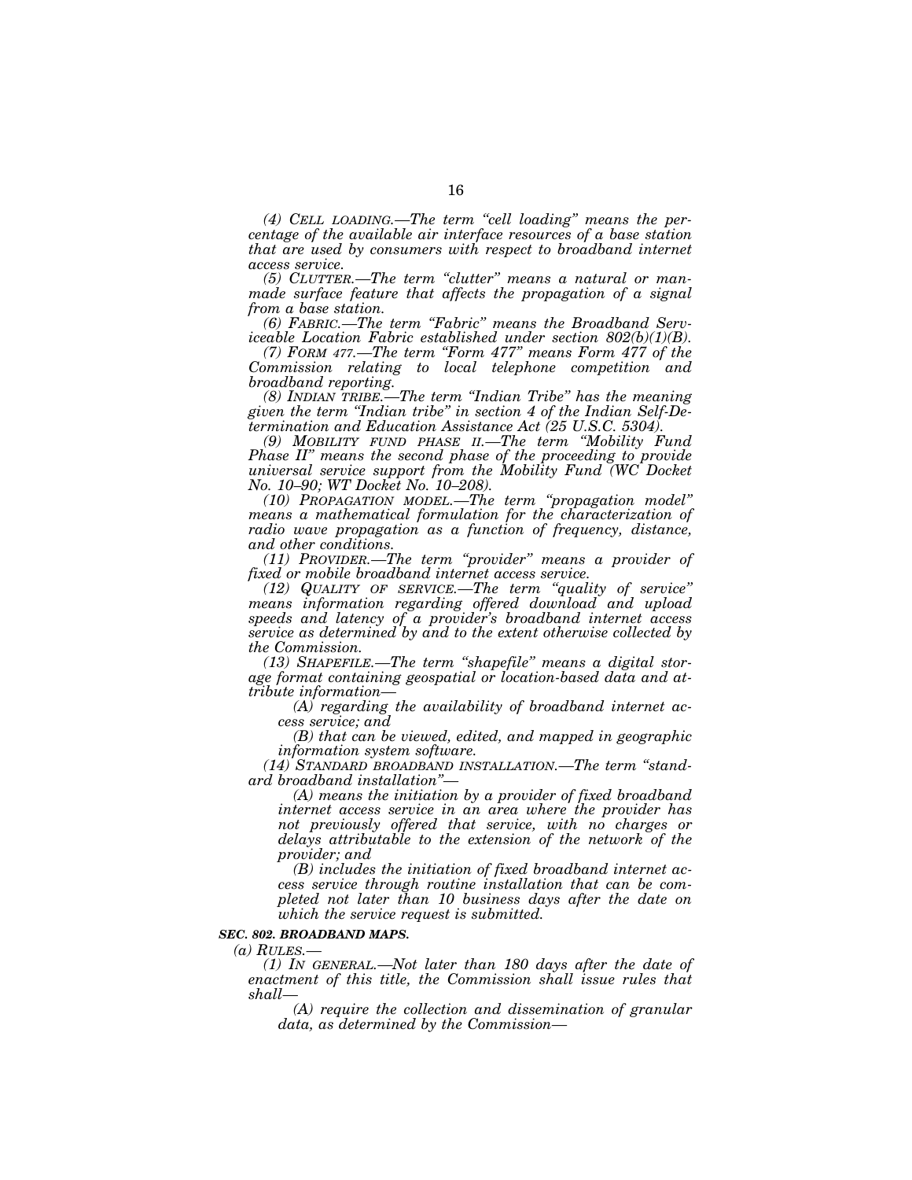*(4) CELL LOADING.—The term "cell loading" means the percentage of the available air interface resources of a base station that are used by consumers with respect to broadband internet access service.*

*(5) CLUTTER.—The term "clutter" means a natural or man-made surface feature that affects the propagation of a signal from a base station.*

*(6) FABRIC.—The term "Fabric" means the Broadband Serviceable Location Fabric established under section 802(b)(1)(B).*

*(7) FORM 477.—The term "Form 477" means Form 477 of the Commission relating to local telephone competition and broadband reporting.*

*(8) INDIAN TRIBE.—The term "Indian Tribe" has the meaning given the term "Indian tribe" in section 4 of the Indian Self-Determination and Education Assistance Act (25 U.S.C. 5304).*

*(9) MOBILITY FUND PHASE II.—The term "Mobility Fund Phase II" means the second phase of the proceeding to provide universal service support from the Mobility Fund (WC Docket No. 10–90; WT Docket No. 10–208).*

*(10) PROPAGATION MODEL.—The term "propagation model" means a mathematical formulation for the characterization of radio wave propagation as a function of frequency, distance, and other conditions.*

*(11) PROVIDER.—The term "provider" means a provider of fixed or mobile broadband internet access service.*

*(12) QUALITY OF SERVICE.—The term "quality of service" means information regarding offered download and upload speeds and latency of a provider's broadband internet access service as determined by and to the extent otherwise collected by the Commission.*

*(13) SHAPEFILE.—The term "shapefile" means a digital storage format containing geospatial or location-based data and attribute information—*

*(A) regarding the availability of broadband internet access service; and*

*(B) that can be viewed, edited, and mapped in geographic information system software.*

*(14) STANDARD BROADBAND INSTALLATION.—The term "standard broadband installation"—*

*(A) means the initiation by a provider of fixed broadband internet access service in an area where the provider has not previously offered that service, with no charges or delays attributable to the extension of the network of the provider; and*

*(B) includes the initiation of fixed broadband internet access service through routine installation that can be completed not later than 10 business days after the date on which the service request is submitted.*

***SEC. 802. BROADBAND MAPS.***

*(a) RULES.—*

*(1) IN GENERAL.—Not later than 180 days after the date of enactment of this title, the Commission shall issue rules that shall—*

*(A) require the collection and dissemination of granular data, as determined by the Commission—*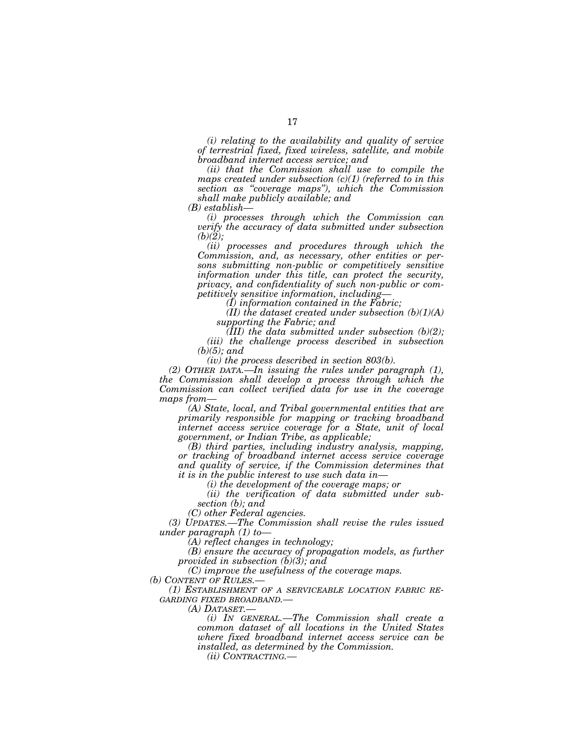*(i) relating to the availability and quality of service of terrestrial fixed, fixed wireless, satellite, and mobile broadband internet access service; and*

*(ii) that the Commission shall use to compile the maps created under subsection (c)(1) (referred to in this section as "coverage maps"), which the Commission shall make publicly available; and*

*(B) establish—*

*(i) processes through which the Commission can verify the accuracy of data submitted under subsection (b)(2);*

*(ii) processes and procedures through which the Commission, and, as necessary, other entities or persons submitting non-public or competitively sensitive information under this title, can protect the security, privacy, and confidentiality of such non-public or competitively sensitive information, including—*

*(I) information contained in the Fabric;*

*(II) the dataset created under subsection (b)(1)(A) supporting the Fabric; and*

*(III) the data submitted under subsection (b)(2);*

*(iii) the challenge process described in subsection (b)(5); and*

*(iv) the process described in section 803(b).*

*(2) OTHER DATA.—In issuing the rules under paragraph (1), the Commission shall develop a process through which the Commission can collect verified data for use in the coverage maps from—*

*(A) State, local, and Tribal governmental entities that are primarily responsible for mapping or tracking broadband internet access service coverage for a State, unit of local government, or Indian Tribe, as applicable;*

*(B) third parties, including industry analysis, mapping, or tracking of broadband internet access service coverage and quality of service, if the Commission determines that it is in the public interest to use such data in—*

*(i) the development of the coverage maps; or*

*(ii) the verification of data submitted under subsection (b); and*

*(C) other Federal agencies.*

*(3) UPDATES.—The Commission shall revise the rules issued under paragraph (1) to—*

*(A) reflect changes in technology;*

*(B) ensure the accuracy of propagation models, as further provided in subsection (b)(3); and*

*(C) improve the usefulness of the coverage maps.*

*(b) CONTENT OF RULES.—*

*(1) ESTABLISHMENT OF A SERVICEABLE LOCATION FABRIC REGARDING FIXED BROADBAND.—*

*(A) DATASET.—*

*(i) IN GENERAL.—The Commission shall create a common dataset of all locations in the United States where fixed broadband internet access service can be installed, as determined by the Commission.*

*(ii) CONTRACTING.—*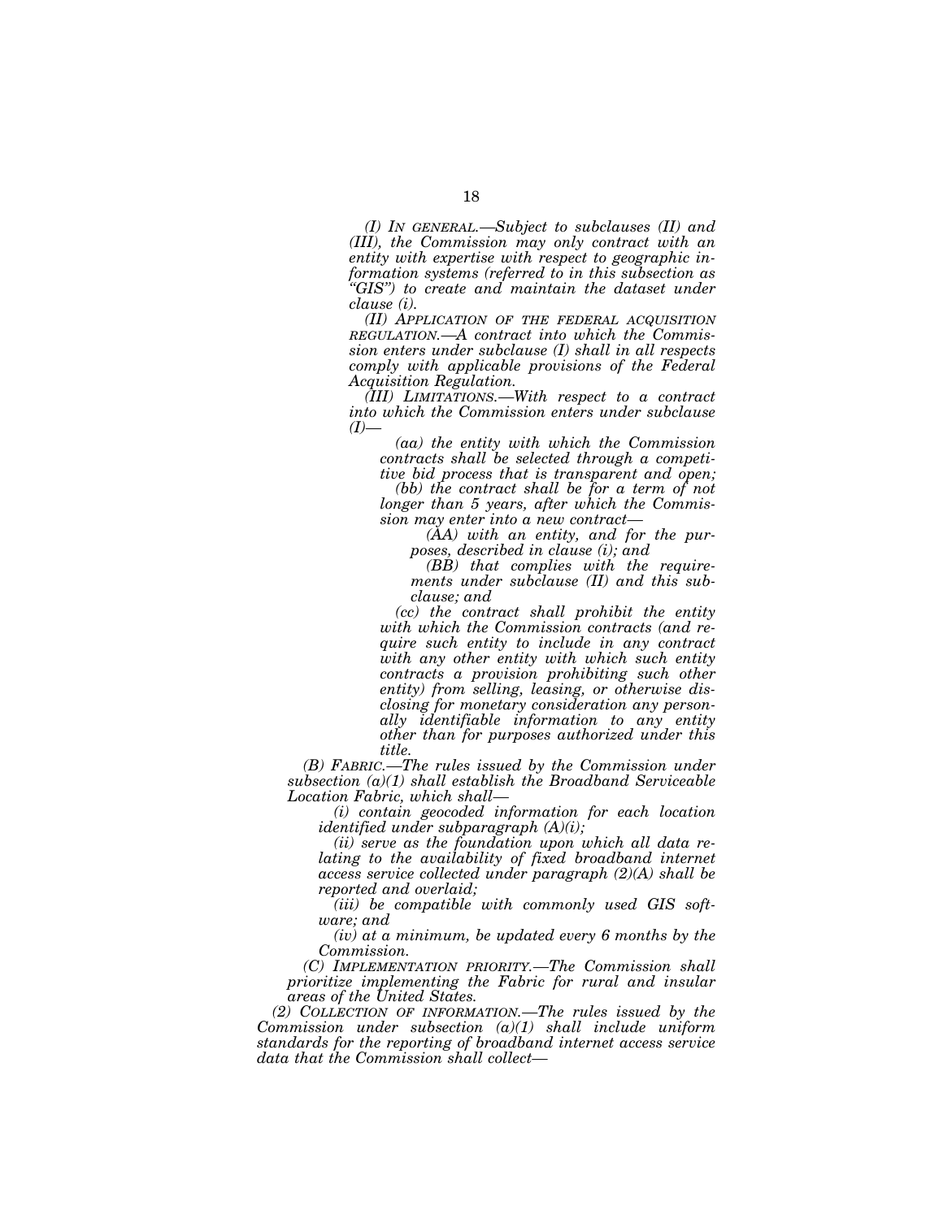*(I) IN GENERAL.—Subject to subclauses (II) and (III), the Commission may only contract with an entity with expertise with respect to geographic information systems (referred to in this subsection as "GIS") to create and maintain the dataset under clause (i).*

*(II) APPLICATION OF THE FEDERAL ACQUISITION REGULATION.—A contract into which the Commission enters under subclause (I) shall in all respects comply with applicable provisions of the Federal Acquisition Regulation.*

*(III) LIMITATIONS.—With respect to a contract into which the Commission enters under subclause (I)—*

*(aa) the entity with which the Commission contracts shall be selected through a competitive bid process that is transparent and open;*

*(bb) the contract shall be for a term of not longer than 5 years, after which the Commission may enter into a new contract—*

*(AA) with an entity, and for the purposes, described in clause (i); and*

*(BB) that complies with the requirements under subclause (II) and this subclause; and*

*(cc) the contract shall prohibit the entity with which the Commission contracts (and require such entity to include in any contract with any other entity with which such entity contracts a provision prohibiting such other entity) from selling, leasing, or otherwise disclosing for monetary consideration any personally identifiable information to any entity other than for purposes authorized under this title.*

*(B) FABRIC.—The rules issued by the Commission under subsection (a)(1) shall establish the Broadband Serviceable Location Fabric, which shall—*

*(i) contain geocoded information for each location identified under subparagraph (A)(i);*

*(ii) serve as the foundation upon which all data relating to the availability of fixed broadband internet access service collected under paragraph (2)(A) shall be reported and overlaid;*

*(iii) be compatible with commonly used GIS software; and*

*(iv) at a minimum, be updated every 6 months by the Commission.*

*(C) IMPLEMENTATION PRIORITY.—The Commission shall prioritize implementing the Fabric for rural and insular areas of the United States.*

*(2) COLLECTION OF INFORMATION.—The rules issued by the Commission under subsection (a)(1) shall include uniform standards for the reporting of broadband internet access service data that the Commission shall collect—*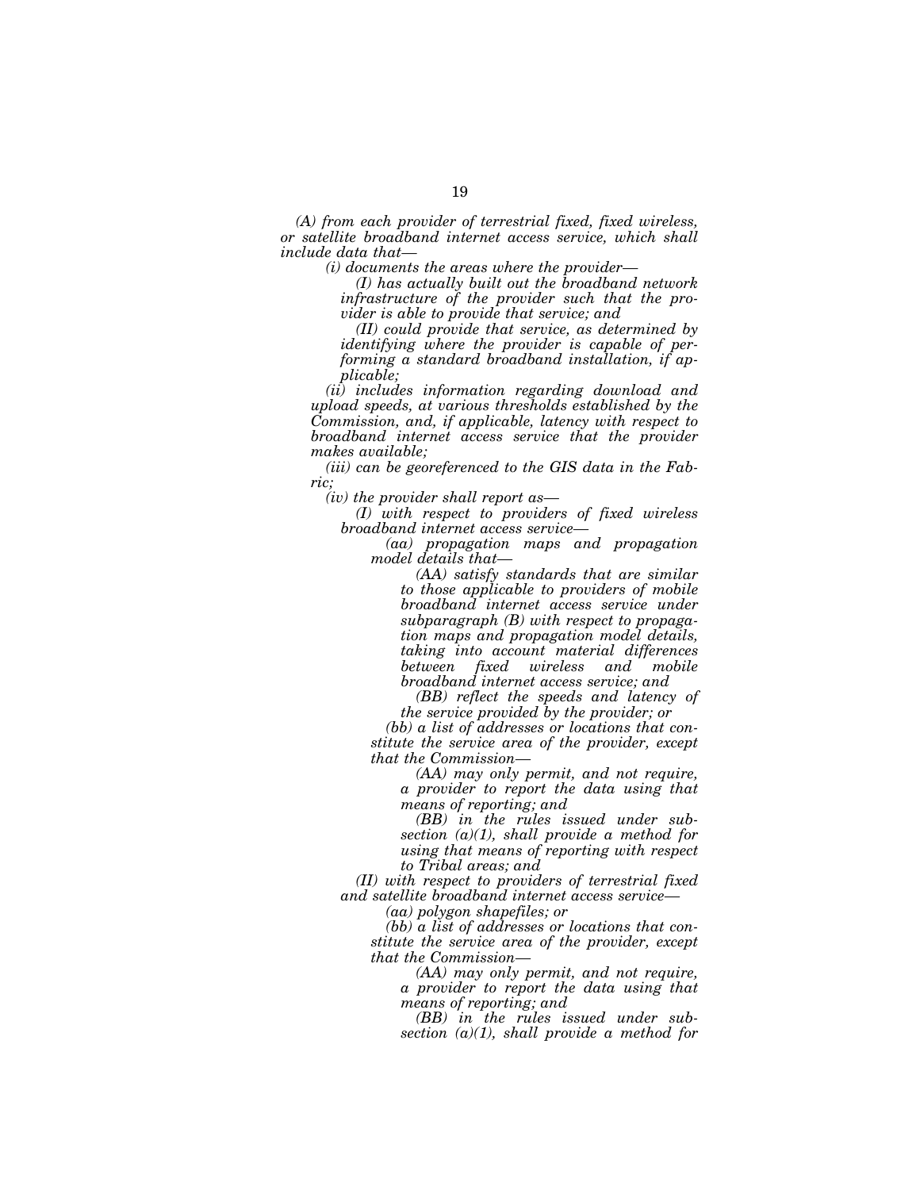*(A) from each provider of terrestrial fixed, fixed wireless, or satellite broadband internet access service, which shall include data that—*

*(i) documents the areas where the provider—*

*(I) has actually built out the broadband network infrastructure of the provider such that the provider is able to provide that service; and*

*(II) could provide that service, as determined by identifying where the provider is capable of performing a standard broadband installation, if applicable;*

*(ii) includes information regarding download and upload speeds, at various thresholds established by the Commission, and, if applicable, latency with respect to broadband internet access service that the provider makes available;*

*(iii) can be georeferenced to the GIS data in the Fabric;*

*(iv) the provider shall report as—*

*(I) with respect to providers of fixed wireless broadband internet access service—*

*(aa) propagation maps and propagation model details that—*

*(AA) satisfy standards that are similar to those applicable to providers of mobile broadband internet access service under subparagraph (B) with respect to propagation maps and propagation model details, taking into account material differences between fixed wireless and mobile broadband internet access service; and*

*(BB) reflect the speeds and latency of the service provided by the provider; or*

*(bb) a list of addresses or locations that constitute the service area of the provider, except that the Commission—*

*(AA) may only permit, and not require, a provider to report the data using that means of reporting; and*

*(BB) in the rules issued under subsection (a)(1), shall provide a method for using that means of reporting with respect to Tribal areas; and*

*(II) with respect to providers of terrestrial fixed and satellite broadband internet access service—*

*(aa) polygon shapefiles; or*

*(bb) a list of addresses or locations that constitute the service area of the provider, except that the Commission—*

*(AA) may only permit, and not require, a provider to report the data using that means of reporting; and*

*(BB) in the rules issued under subsection (a)(1), shall provide a method for*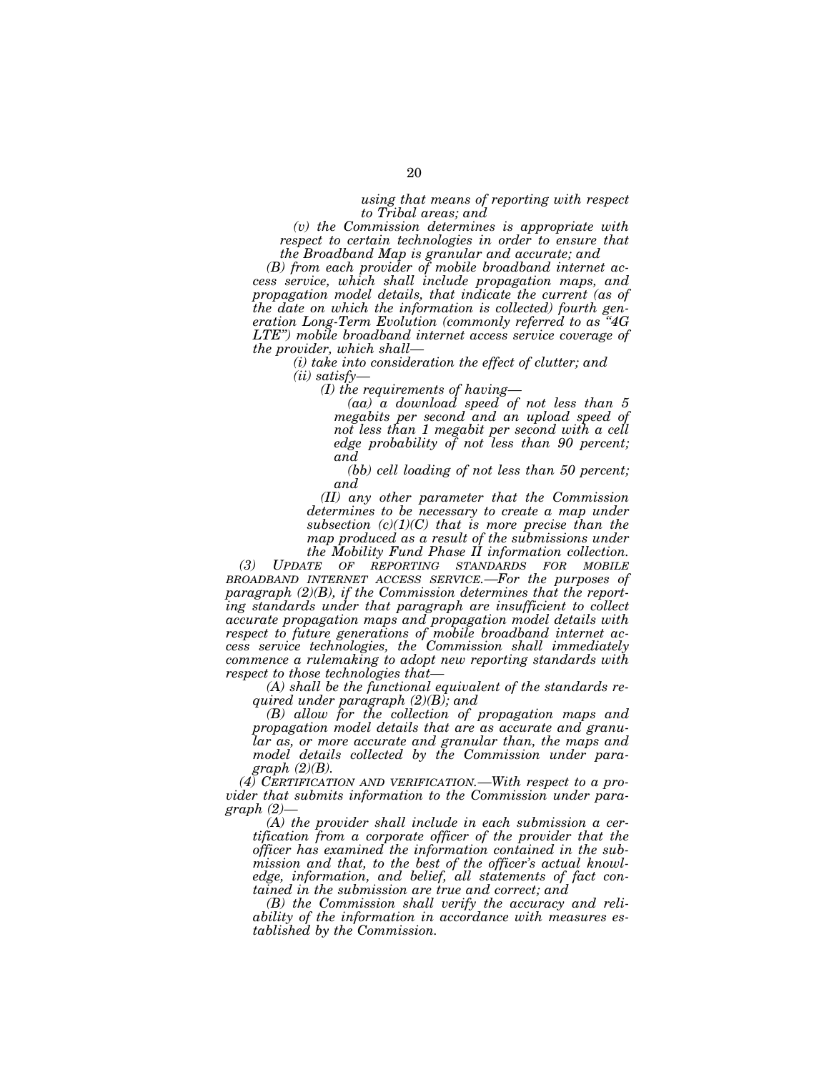*using that means of reporting with respect to Tribal areas; and*

*(v) the Commission determines is appropriate with respect to certain technologies in order to ensure that the Broadband Map is granular and accurate; and*

*(B) from each provider of mobile broadband internet access service, which shall include propagation maps, and propagation model details, that indicate the current (as of the date on which the information is collected) fourth generation Long-Term Evolution (commonly referred to as "4G LTE") mobile broadband internet access service coverage of the provider, which shall—*

*(i) take into consideration the effect of clutter; and*

*(ii) satisfy—*

*(I) the requirements of having—*

*(aa) a download speed of not less than 5 megabits per second and an upload speed of not less than 1 megabit per second with a cell edge probability of not less than 90 percent; and*

*(bb) cell loading of not less than 50 percent; and*

*(II) any other parameter that the Commission determines to be necessary to create a map under subsection (c)(1)(C) that is more precise than the map produced as a result of the submissions under the Mobility Fund Phase II information collection.*

*(3) UPDATE OF REPORTING STANDARDS FOR MOBILE BROADBAND INTERNET ACCESS SERVICE.—For the purposes of paragraph (2)(B), if the Commission determines that the reporting standards under that paragraph are insufficient to collect accurate propagation maps and propagation model details with respect to future generations of mobile broadband internet access service technologies, the Commission shall immediately commence a rulemaking to adopt new reporting standards with respect to those technologies that—*

*(A) shall be the functional equivalent of the standards required under paragraph (2)(B); and*

*(B) allow for the collection of propagation maps and propagation model details that are as accurate and granular as, or more accurate and granular than, the maps and model details collected by the Commission under paragraph (2)(B).*

*(4) CERTIFICATION AND VERIFICATION.—With respect to a provider that submits information to the Commission under paragraph (2)—*

*(A) the provider shall include in each submission a certification from a corporate officer of the provider that the officer has examined the information contained in the submission and that, to the best of the officer's actual knowledge, information, and belief, all statements of fact contained in the submission are true and correct; and*

*(B) the Commission shall verify the accuracy and reliability of the information in accordance with measures established by the Commission.*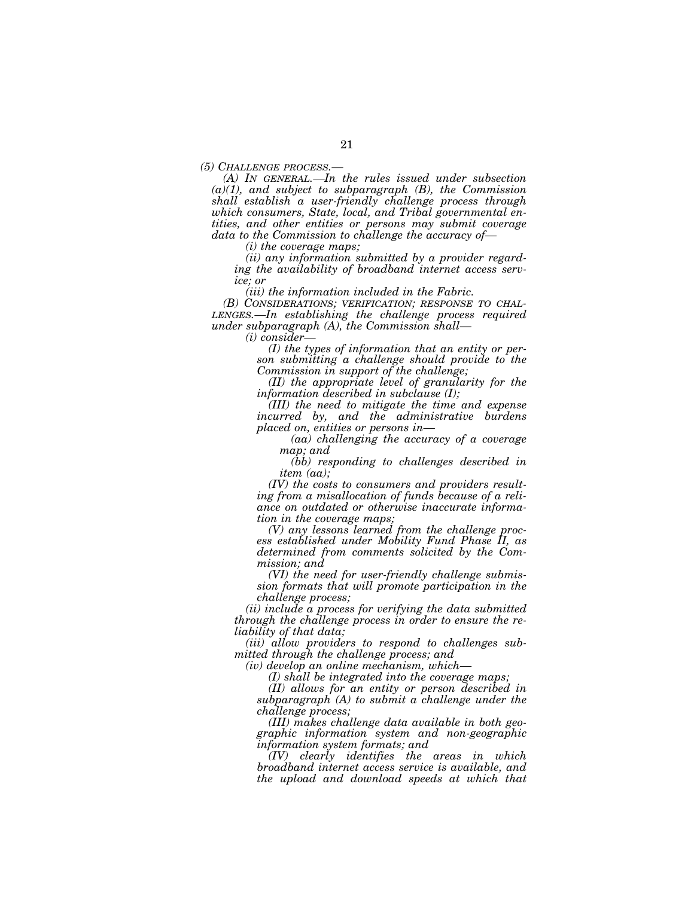*(5) CHALLENGE PROCESS.—*

*(A) IN GENERAL.—In the rules issued under subsection (a)(1), and subject to subparagraph (B), the Commission shall establish a user-friendly challenge process through which consumers, State, local, and Tribal governmental entities, and other entities or persons may submit coverage data to the Commission to challenge the accuracy of—*

*(i) the coverage maps;*

*(ii) any information submitted by a provider regarding the availability of broadband internet access service; or*

*(iii) the information included in the Fabric.*

*(B) CONSIDERATIONS; VERIFICATION; RESPONSE TO CHALLENGES.—In establishing the challenge process required under subparagraph (A), the Commission shall—*

*(i) consider—*

*(I) the types of information that an entity or person submitting a challenge should provide to the Commission in support of the challenge;*

*(II) the appropriate level of granularity for the information described in subclause (I);*

*(III) the need to mitigate the time and expense incurred by, and the administrative burdens placed on, entities or persons in—*

*(aa) challenging the accuracy of a coverage map; and*

*(bb) responding to challenges described in item (aa);*

*(IV) the costs to consumers and providers resulting from a misallocation of funds because of a reliance on outdated or otherwise inaccurate information in the coverage maps;*

*(V) any lessons learned from the challenge process established under Mobility Fund Phase II, as determined from comments solicited by the Commission; and*

*(VI) the need for user-friendly challenge submission formats that will promote participation in the challenge process;*

*(ii) include a process for verifying the data submitted through the challenge process in order to ensure the reliability of that data;*

*(iii) allow providers to respond to challenges submitted through the challenge process; and*

*(iv) develop an online mechanism, which—*

*(I) shall be integrated into the coverage maps;*

*(II) allows for an entity or person described in subparagraph (A) to submit a challenge under the challenge process;*

*(III) makes challenge data available in both geographic information system and non-geographic information system formats; and*

*(IV) clearly identifies the areas in which broadband internet access service is available, and the upload and download speeds at which that*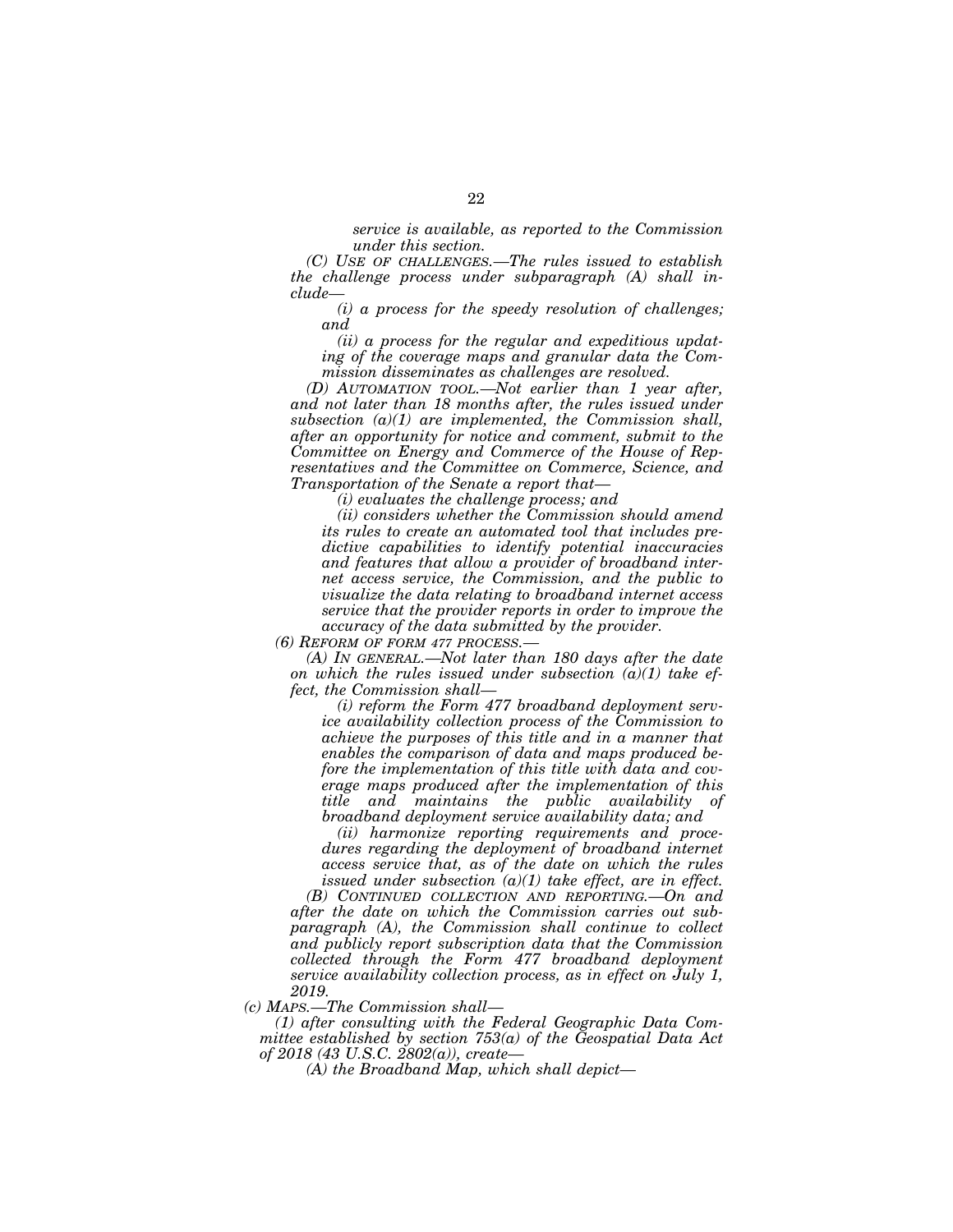*service is available, as reported to the Commission under this section.*

*(C) USE OF CHALLENGES.—The rules issued to establish the challenge process under subparagraph (A) shall include—*

*(i) a process for the speedy resolution of challenges; and*

*(ii) a process for the regular and expeditious updating of the coverage maps and granular data the Commission disseminates as challenges are resolved.*

*(D) AUTOMATION TOOL.—Not earlier than 1 year after, and not later than 18 months after, the rules issued under subsection (a)(1) are implemented, the Commission shall, after an opportunity for notice and comment, submit to the Committee on Energy and Commerce of the House of Representatives and the Committee on Commerce, Science, and Transportation of the Senate a report that—*

*(i) evaluates the challenge process; and*

*(ii) considers whether the Commission should amend its rules to create an automated tool that includes predictive capabilities to identify potential inaccuracies and features that allow a provider of broadband internet access service, the Commission, and the public to visualize the data relating to broadband internet access service that the provider reports in order to improve the accuracy of the data submitted by the provider.*

*(6) REFORM OF FORM 477 PROCESS.—*

*(A) IN GENERAL.—Not later than 180 days after the date on which the rules issued under subsection (a)(1) take effect, the Commission shall—*

*(i) reform the Form 477 broadband deployment service availability collection process of the Commission to achieve the purposes of this title and in a manner that enables the comparison of data and maps produced before the implementation of this title with data and coverage maps produced after the implementation of this title and maintains the public availability of broadband deployment service availability data; and*

*(ii) harmonize reporting requirements and procedures regarding the deployment of broadband internet access service that, as of the date on which the rules issued under subsection (a)(1) take effect, are in effect.*

*(B) CONTINUED COLLECTION AND REPORTING.—On and after the date on which the Commission carries out subparagraph (A), the Commission shall continue to collect and publicly report subscription data that the Commission collected through the Form 477 broadband deployment service availability collection process, as in effect on July 1, 2019.*

*(c) MAPS.—The Commission shall—*

*(1) after consulting with the Federal Geographic Data Committee established by section 753(a) of the Geospatial Data Act of 2018 (43 U.S.C. 2802(a)), create—*

*(A) the Broadband Map, which shall depict—*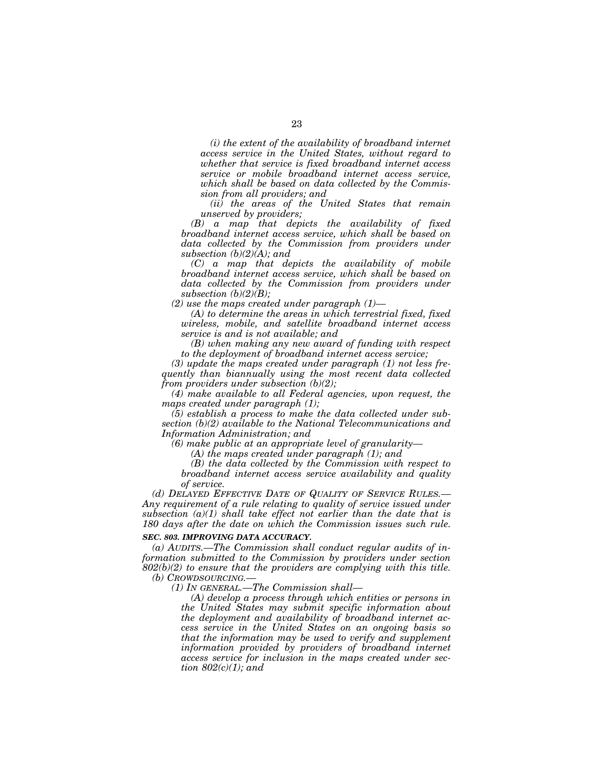*(i) the extent of the availability of broadband internet access service in the United States, without regard to whether that service is fixed broadband internet access service or mobile broadband internet access service, which shall be based on data collected by the Commission from all providers; and*

*(ii) the areas of the United States that remain unserved by providers;*

*(B) a map that depicts the availability of fixed broadband internet access service, which shall be based on data collected by the Commission from providers under subsection (b)(2)(A); and*

*(C) a map that depicts the availability of mobile broadband internet access service, which shall be based on data collected by the Commission from providers under subsection (b)(2)(B);*

*(2) use the maps created under paragraph (1)—*

*(A) to determine the areas in which terrestrial fixed, fixed wireless, mobile, and satellite broadband internet access service is and is not available; and*

*(B) when making any new award of funding with respect to the deployment of broadband internet access service;*

*(3) update the maps created under paragraph (1) not less frequently than biannually using the most recent data collected from providers under subsection (b)(2);*

*(4) make available to all Federal agencies, upon request, the maps created under paragraph (1);*

*(5) establish a process to make the data collected under subsection (b)(2) available to the National Telecommunications and Information Administration; and*

*(6) make public at an appropriate level of granularity—*

*(A) the maps created under paragraph (1); and*

*(B) the data collected by the Commission with respect to broadband internet access service availability and quality of service.*

*(d) DELAYED EFFECTIVE DATE OF QUALITY OF SERVICE RULES.—Any requirement of a rule relating to quality of service issued under subsection (a)(1) shall take effect not earlier than the date that is 180 days after the date on which the Commission issues such rule.*

***SEC. 803. IMPROVING DATA ACCURACY.***

*(a) AUDITS.—The Commission shall conduct regular audits of information submitted to the Commission by providers under section 802(b)(2) to ensure that the providers are complying with this title.*

*(b) CROWDSOURCING.—*

*(1) IN GENERAL.—The Commission shall—*

*(A) develop a process through which entities or persons in the United States may submit specific information about the deployment and availability of broadband internet access service in the United States on an ongoing basis so that the information may be used to verify and supplement information provided by providers of broadband internet access service for inclusion in the maps created under section 802(c)(1); and*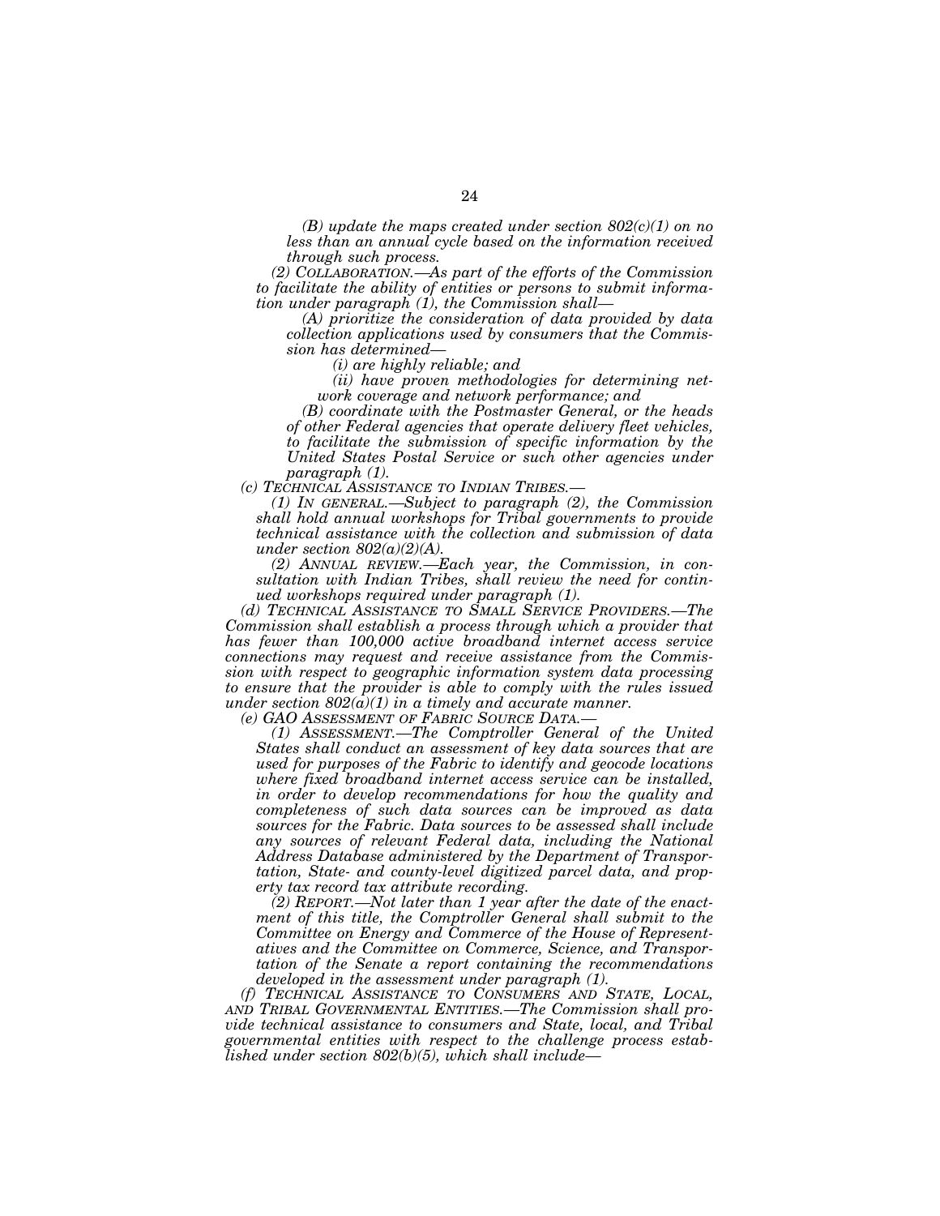*(B) update the maps created under section 802(c)(1) on no less than an annual cycle based on the information received through such process.*

*(2) COLLABORATION.—As part of the efforts of the Commission to facilitate the ability of entities or persons to submit information under paragraph (1), the Commission shall—*

*(A) prioritize the consideration of data provided by data collection applications used by consumers that the Commission has determined—*

*(i) are highly reliable; and*

*(ii) have proven methodologies for determining network coverage and network performance; and*

*(B) coordinate with the Postmaster General, or the heads of other Federal agencies that operate delivery fleet vehicles, to facilitate the submission of specific information by the United States Postal Service or such other agencies under paragraph (1).*

*(c) TECHNICAL ASSISTANCE TO INDIAN TRIBES.—*

*(1) IN GENERAL.—Subject to paragraph (2), the Commission shall hold annual workshops for Tribal governments to provide technical assistance with the collection and submission of data under section 802(a)(2)(A).*

*(2) ANNUAL REVIEW.—Each year, the Commission, in consultation with Indian Tribes, shall review the need for continued workshops required under paragraph (1).*

*(d) TECHNICAL ASSISTANCE TO SMALL SERVICE PROVIDERS.—The Commission shall establish a process through which a provider that has fewer than 100,000 active broadband internet access service connections may request and receive assistance from the Commission with respect to geographic information system data processing to ensure that the provider is able to comply with the rules issued under section 802(a)(1) in a timely and accurate manner.*

*(e) GAO ASSESSMENT OF FABRIC SOURCE DATA.—*

*(1) ASSESSMENT.—The Comptroller General of the United States shall conduct an assessment of key data sources that are used for purposes of the Fabric to identify and geocode locations where fixed broadband internet access service can be installed, in order to develop recommendations for how the quality and completeness of such data sources can be improved as data sources for the Fabric. Data sources to be assessed shall include any sources of relevant Federal data, including the National Address Database administered by the Department of Transportation, State- and county-level digitized parcel data, and property tax record tax attribute recording.*

*(2) REPORT.—Not later than 1 year after the date of the enactment of this title, the Comptroller General shall submit to the Committee on Energy and Commerce of the House of Representatives and the Committee on Commerce, Science, and Transportation of the Senate a report containing the recommendations developed in the assessment under paragraph (1).*

*(f) TECHNICAL ASSISTANCE TO CONSUMERS AND STATE, LOCAL, AND TRIBAL GOVERNMENTAL ENTITIES.—The Commission shall provide technical assistance to consumers and State, local, and Tribal governmental entities with respect to the challenge process established under section 802(b)(5), which shall include—*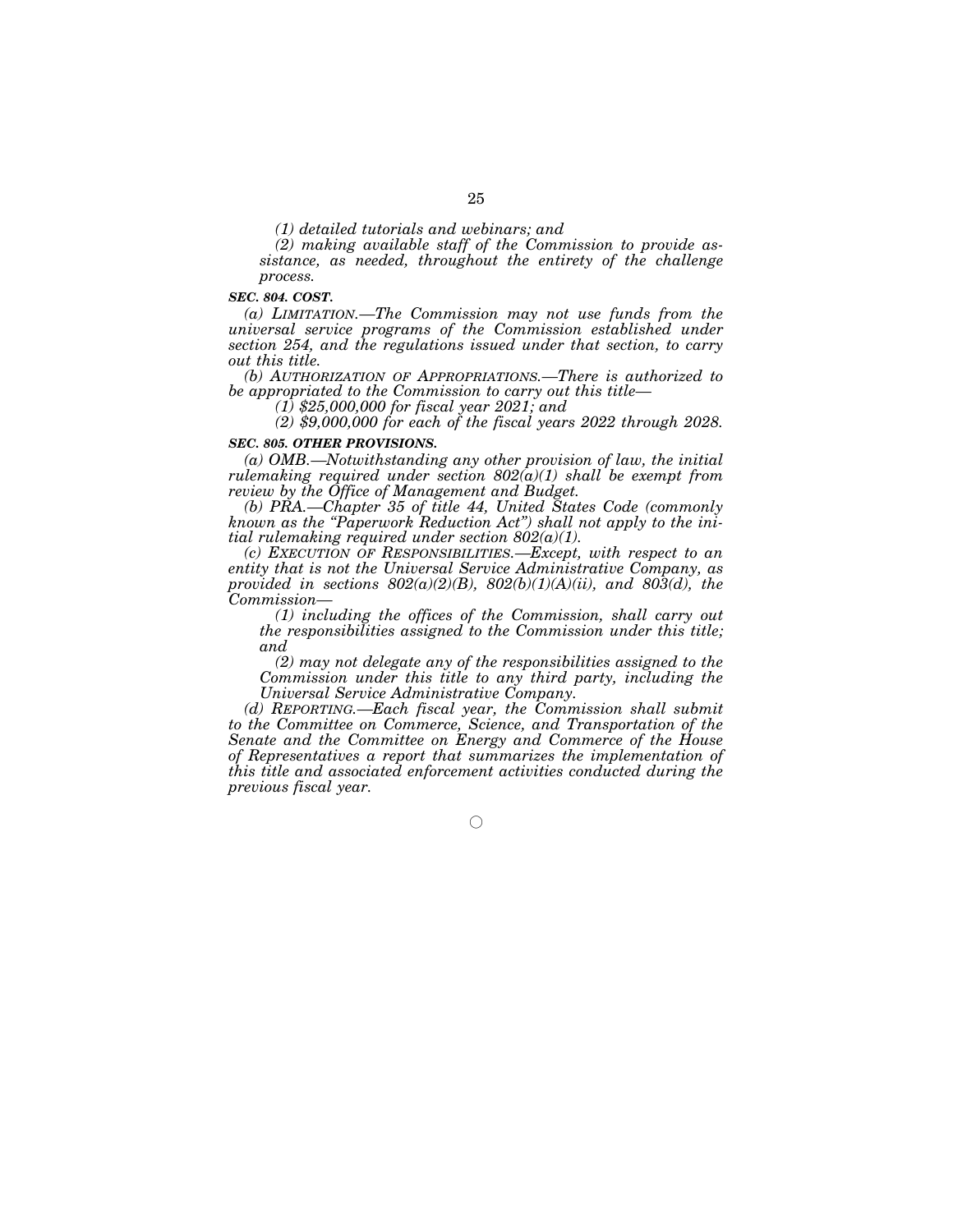*(1) detailed tutorials and webinars; and*

*(2) making available staff of the Commission to provide assistance, as needed, throughout the entirety of the challenge process.*

***SEC. 804. COST.***

*(a) LIMITATION.—The Commission may not use funds from the universal service programs of the Commission established under section 254, and the regulations issued under that section, to carry out this title.*

*(b) AUTHORIZATION OF APPROPRIATIONS.—There is authorized to be appropriated to the Commission to carry out this title—*

*(1) $25,000,000 for fiscal year 2021; and*

*(2) $9,000,000 for each of the fiscal years 2022 through 2028.*

***SEC. 805. OTHER PROVISIONS.***

*(a) OMB.—Notwithstanding any other provision of law, the initial rulemaking required under section 802(a)(1) shall be exempt from review by the Office of Management and Budget.*

*(b) PRA.—Chapter 35 of title 44, United States Code (commonly known as the "Paperwork Reduction Act") shall not apply to the initial rulemaking required under section 802(a)(1).*

*(c) EXECUTION OF RESPONSIBILITIES.—Except, with respect to an entity that is not the Universal Service Administrative Company, as provided in sections 802(a)(2)(B), 802(b)(1)(A)(ii), and 803(d), the Commission—*

*(1) including the offices of the Commission, shall carry out the responsibilities assigned to the Commission under this title; and*

*(2) may not delegate any of the responsibilities assigned to the Commission under this title to any third party, including the Universal Service Administrative Company.*

*(d) REPORTING.—Each fiscal year, the Commission shall submit to the Committee on Commerce, Science, and Transportation of the Senate and the Committee on Energy and Commerce of the House of Representatives a report that summarizes the implementation of this title and associated enforcement activities conducted during the previous fiscal year.*

○